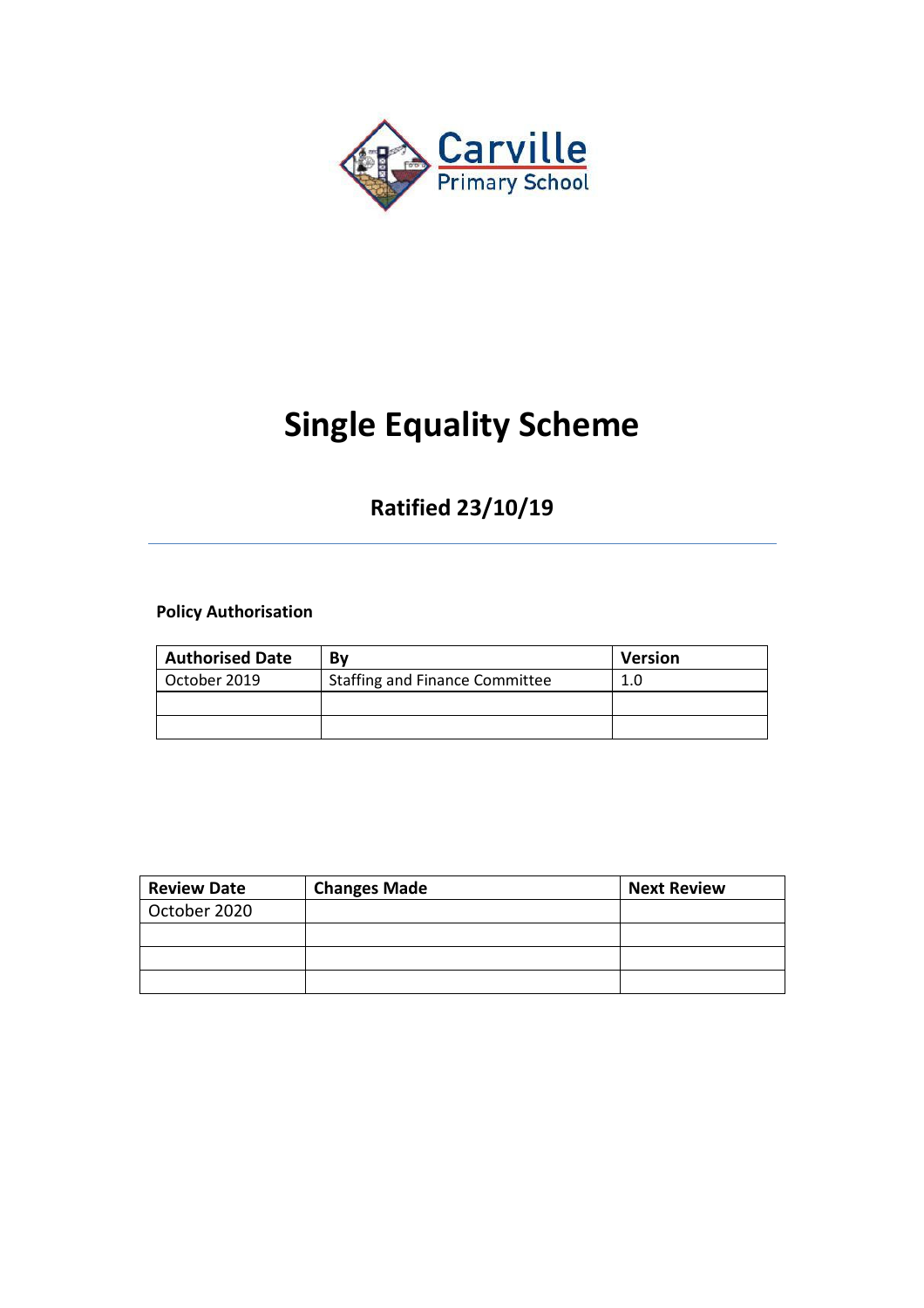Carville Primary School

# Single Equality Scheme

## Ratified 23/10/19

---

**Policy Authorisation**

| Authorised Date | By | Version |
|---|---|---|
| October 2019 | Staffing and Finance Committee | 1.0 |
| | | |
| | | |

| Review Date | Changes Made | Next Review |
|---|---|---|
| October 2020 | | |
| | | |
| | | |
| | | |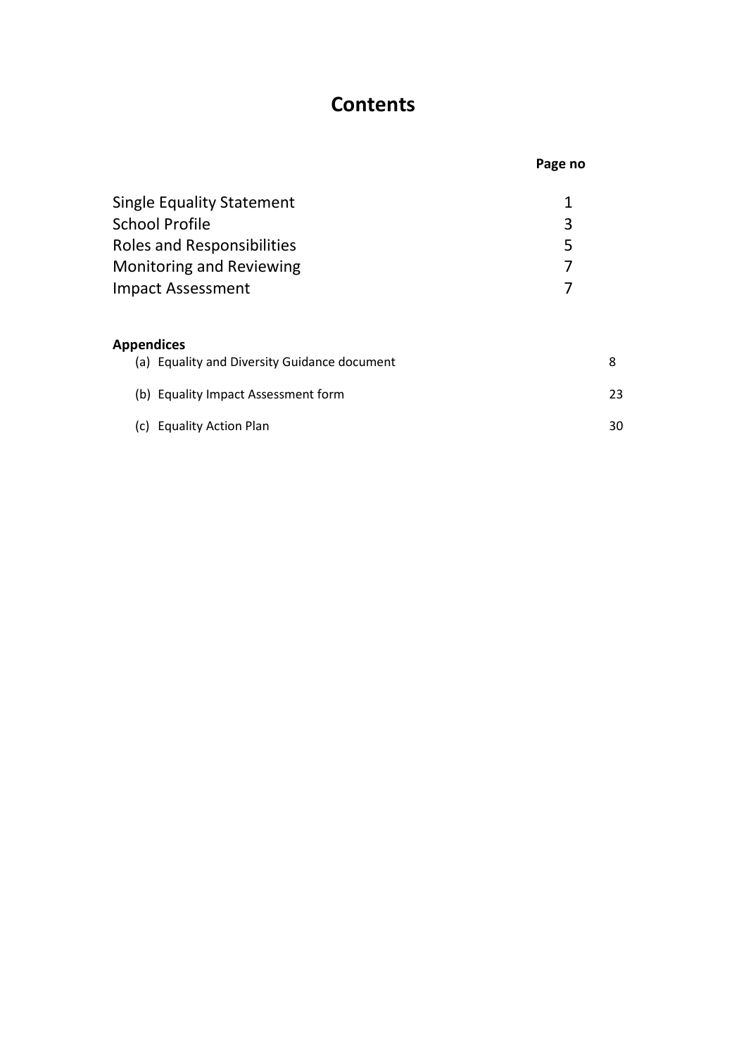# Contents

| | Page no |
|---|---|
| Single Equality Statement | 1 |
| School Profile | 3 |
| Roles and Responsibilities | 5 |
| Monitoring and Reviewing | 7 |
| Impact Assessment | 7 |

**Appendices**

| | Page no |
|---|---|
| (a) Equality and Diversity Guidance document | 8 |
| (b) Equality Impact Assessment form | 23 |
| (c) Equality Action Plan | 30 |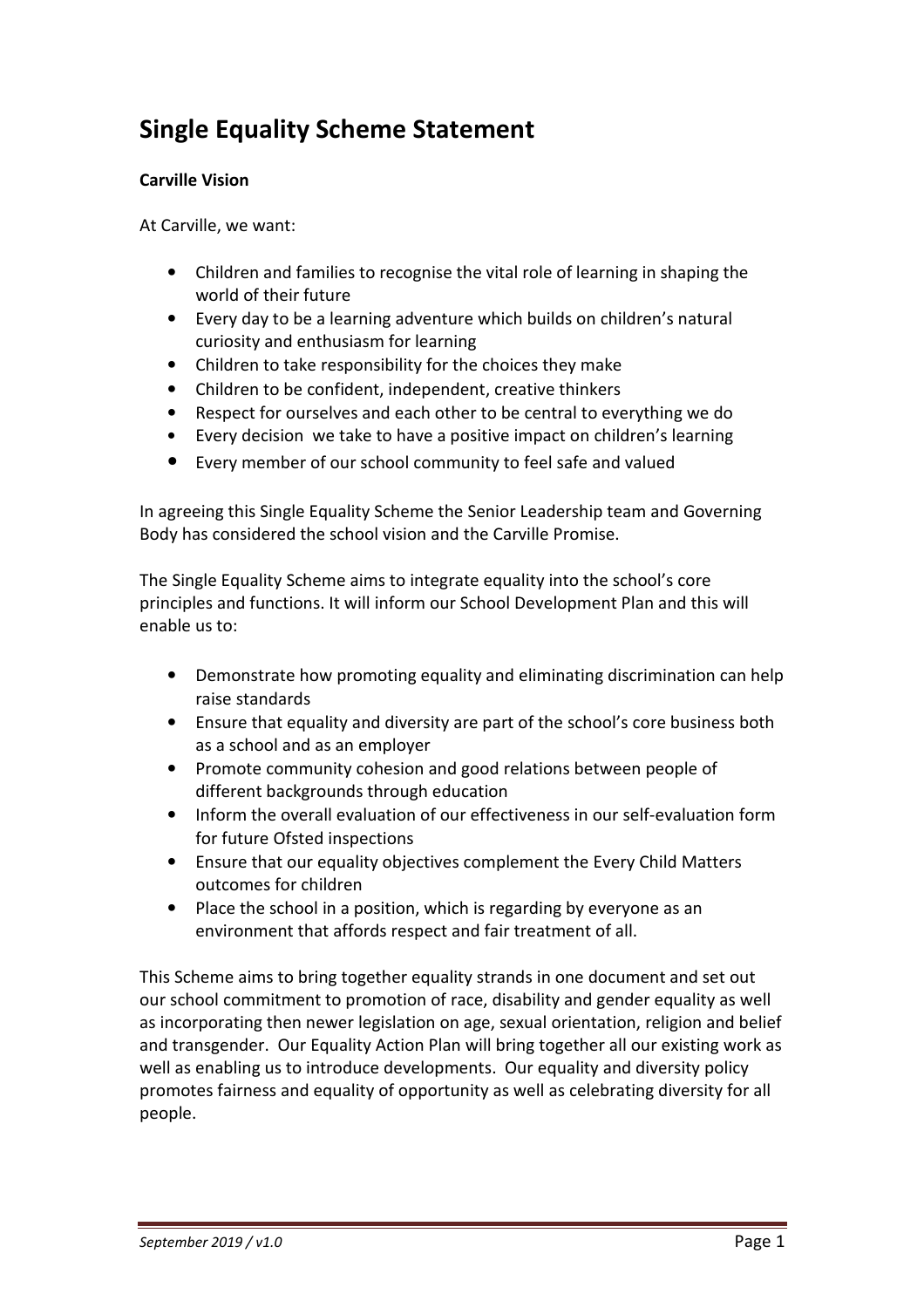# Single Equality Scheme Statement

**Carville Vision**

At Carville, we want:

- Children and families to recognise the vital role of learning in shaping the world of their future
- Every day to be a learning adventure which builds on children's natural curiosity and enthusiasm for learning
- Children to take responsibility for the choices they make
- Children to be confident, independent, creative thinkers
- Respect for ourselves and each other to be central to everything we do
- Every decision we take to have a positive impact on children's learning
- Every member of our school community to feel safe and valued

In agreeing this Single Equality Scheme the Senior Leadership team and Governing Body has considered the school vision and the Carville Promise.

The Single Equality Scheme aims to integrate equality into the school's core principles and functions. It will inform our School Development Plan and this will enable us to:

- Demonstrate how promoting equality and eliminating discrimination can help raise standards
- Ensure that equality and diversity are part of the school's core business both as a school and as an employer
- Promote community cohesion and good relations between people of different backgrounds through education
- Inform the overall evaluation of our effectiveness in our self-evaluation form for future Ofsted inspections
- Ensure that our equality objectives complement the Every Child Matters outcomes for children
- Place the school in a position, which is regarding by everyone as an environment that affords respect and fair treatment of all.

This Scheme aims to bring together equality strands in one document and set out our school commitment to promotion of race, disability and gender equality as well as incorporating then newer legislation on age, sexual orientation, religion and belief and transgender. Our Equality Action Plan will bring together all our existing work as well as enabling us to introduce developments. Our equality and diversity policy promotes fairness and equality of opportunity as well as celebrating diversity for all people.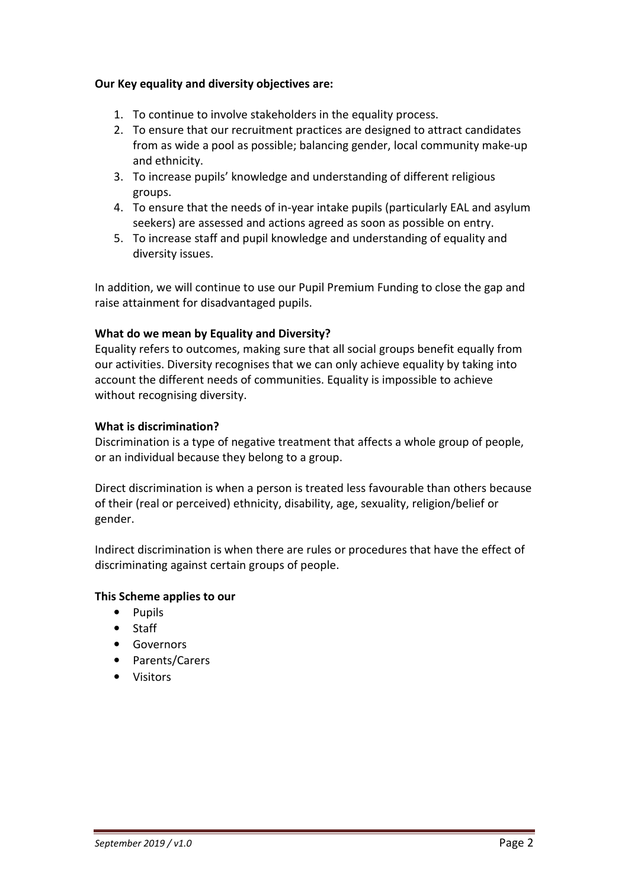**Our Key equality and diversity objectives are:**

1. To continue to involve stakeholders in the equality process.
2. To ensure that our recruitment practices are designed to attract candidates from as wide a pool as possible; balancing gender, local community make-up and ethnicity.
3. To increase pupils' knowledge and understanding of different religious groups.
4. To ensure that the needs of in-year intake pupils (particularly EAL and asylum seekers) are assessed and actions agreed as soon as possible on entry.
5. To increase staff and pupil knowledge and understanding of equality and diversity issues.

In addition, we will continue to use our Pupil Premium Funding to close the gap and raise attainment for disadvantaged pupils.

**What do we mean by Equality and Diversity?**
Equality refers to outcomes, making sure that all social groups benefit equally from our activities. Diversity recognises that we can only achieve equality by taking into account the different needs of communities. Equality is impossible to achieve without recognising diversity.

**What is discrimination?**
Discrimination is a type of negative treatment that affects a whole group of people, or an individual because they belong to a group.

Direct discrimination is when a person is treated less favourable than others because of their (real or perceived) ethnicity, disability, age, sexuality, religion/belief or gender.

Indirect discrimination is when there are rules or procedures that have the effect of discriminating against certain groups of people.

**This Scheme applies to our**

- Pupils
- Staff
- Governors
- Parents/Carers
- Visitors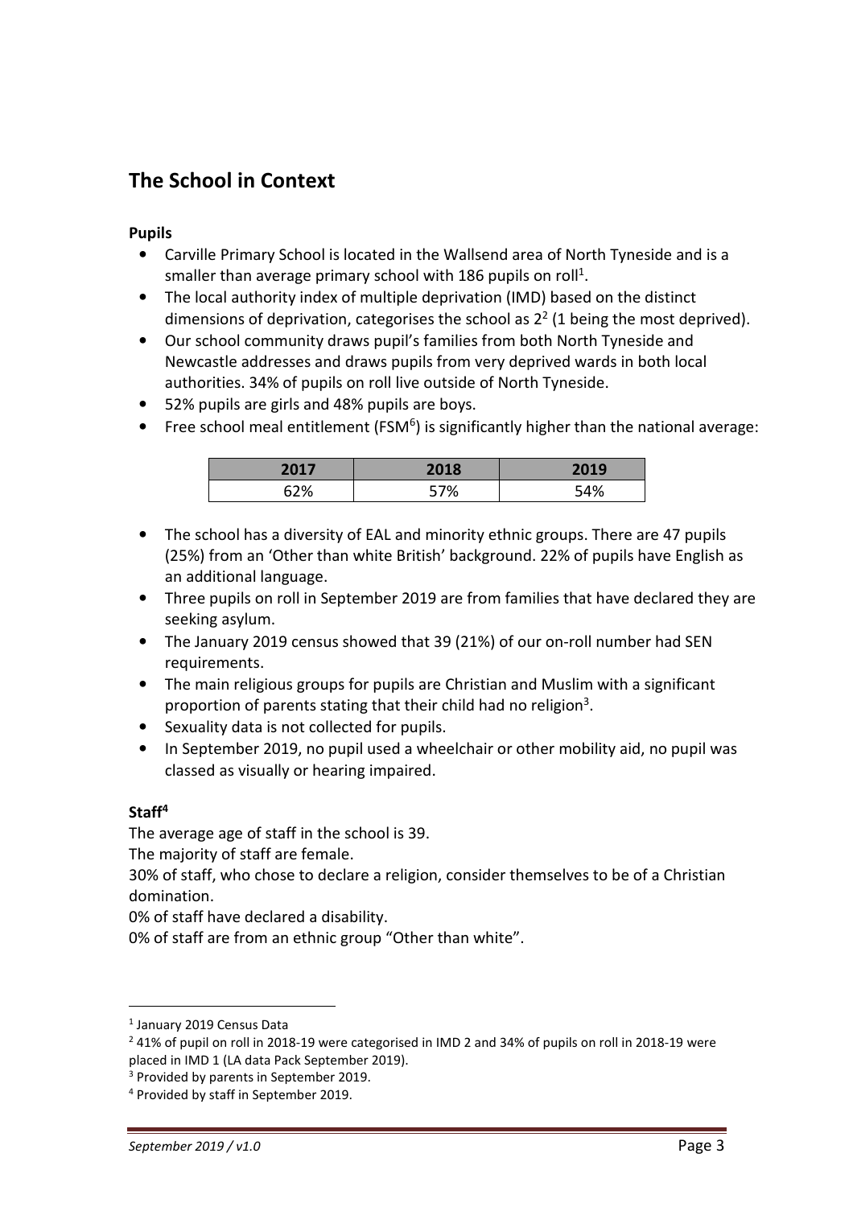## The School in Context

**Pupils**

- Carville Primary School is located in the Wallsend area of North Tyneside and is a smaller than average primary school with 186 pupils on roll[1].
- The local authority index of multiple deprivation (IMD) based on the distinct dimensions of deprivation, categorises the school as 2[2] (1 being the most deprived).
- Our school community draws pupil's families from both North Tyneside and Newcastle addresses and draws pupils from very deprived wards in both local authorities. 34% of pupils on roll live outside of North Tyneside.
- 52% pupils are girls and 48% pupils are boys.
- Free school meal entitlement (FSM[6]) is significantly higher than the national average:

| 2017 | 2018 | 2019 |
|---|---|---|
| 62% | 57% | 54% |

- The school has a diversity of EAL and minority ethnic groups. There are 47 pupils (25%) from an 'Other than white British' background. 22% of pupils have English as an additional language.
- Three pupils on roll in September 2019 are from families that have declared they are seeking asylum.
- The January 2019 census showed that 39 (21%) of our on-roll number had SEN requirements.
- The main religious groups for pupils are Christian and Muslim with a significant proportion of parents stating that their child had no religion[3].
- Sexuality data is not collected for pupils.
- In September 2019, no pupil used a wheelchair or other mobility aid, no pupil was classed as visually or hearing impaired.

**Staff[4]**

The average age of staff in the school is 39.

The majority of staff are female.

30% of staff, who chose to declare a religion, consider themselves to be of a Christian domination.

0% of staff have declared a disability.

0% of staff are from an ethnic group "Other than white".

---

[1] January 2019 Census Data

[2] 41% of pupil on roll in 2018-19 were categorised in IMD 2 and 34% of pupils on roll in 2018-19 were placed in IMD 1 (LA data Pack September 2019).

[3] Provided by parents in September 2019.

[4] Provided by staff in September 2019.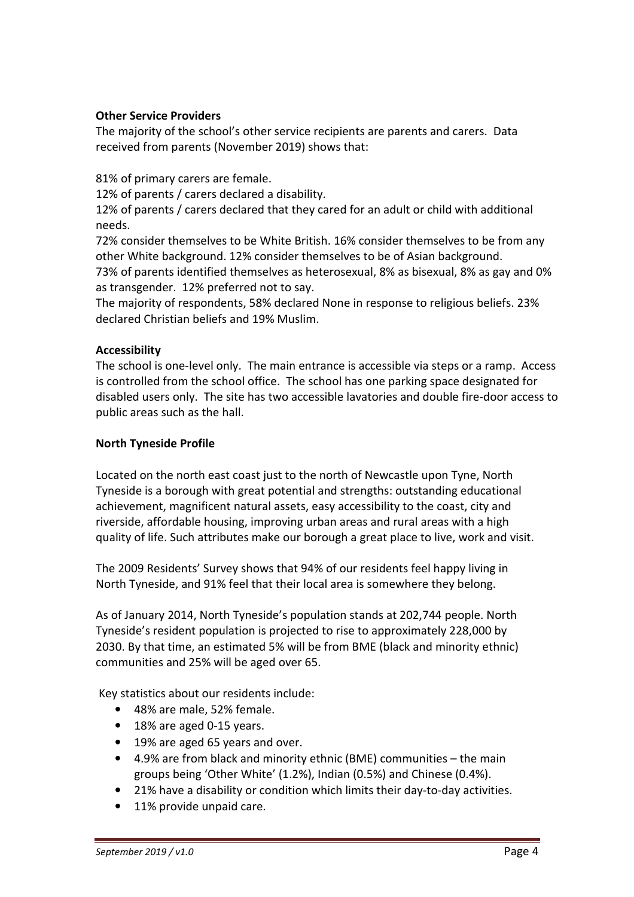**Other Service Providers**

The majority of the school's other service recipients are parents and carers. Data received from parents (November 2019) shows that:

81% of primary carers are female.
12% of parents / carers declared a disability.
12% of parents / carers declared that they cared for an adult or child with additional needs.
72% consider themselves to be White British. 16% consider themselves to be from any other White background. 12% consider themselves to be of Asian background.
73% of parents identified themselves as heterosexual, 8% as bisexual, 8% as gay and 0% as transgender. 12% preferred not to say.
The majority of respondents, 58% declared None in response to religious beliefs. 23% declared Christian beliefs and 19% Muslim.

**Accessibility**

The school is one-level only. The main entrance is accessible via steps or a ramp. Access is controlled from the school office. The school has one parking space designated for disabled users only. The site has two accessible lavatories and double fire-door access to public areas such as the hall.

**North Tyneside Profile**

Located on the north east coast just to the north of Newcastle upon Tyne, North Tyneside is a borough with great potential and strengths: outstanding educational achievement, magnificent natural assets, easy accessibility to the coast, city and riverside, affordable housing, improving urban areas and rural areas with a high quality of life. Such attributes make our borough a great place to live, work and visit.

The 2009 Residents' Survey shows that 94% of our residents feel happy living in North Tyneside, and 91% feel that their local area is somewhere they belong.

As of January 2014, North Tyneside's population stands at 202,744 people. North Tyneside's resident population is projected to rise to approximately 228,000 by 2030. By that time, an estimated 5% will be from BME (black and minority ethnic) communities and 25% will be aged over 65.

Key statistics about our residents include:

- 48% are male, 52% female.
- 18% are aged 0-15 years.
- 19% are aged 65 years and over.
- 4.9% are from black and minority ethnic (BME) communities – the main groups being 'Other White' (1.2%), Indian (0.5%) and Chinese (0.4%).
- 21% have a disability or condition which limits their day-to-day activities.
- 11% provide unpaid care.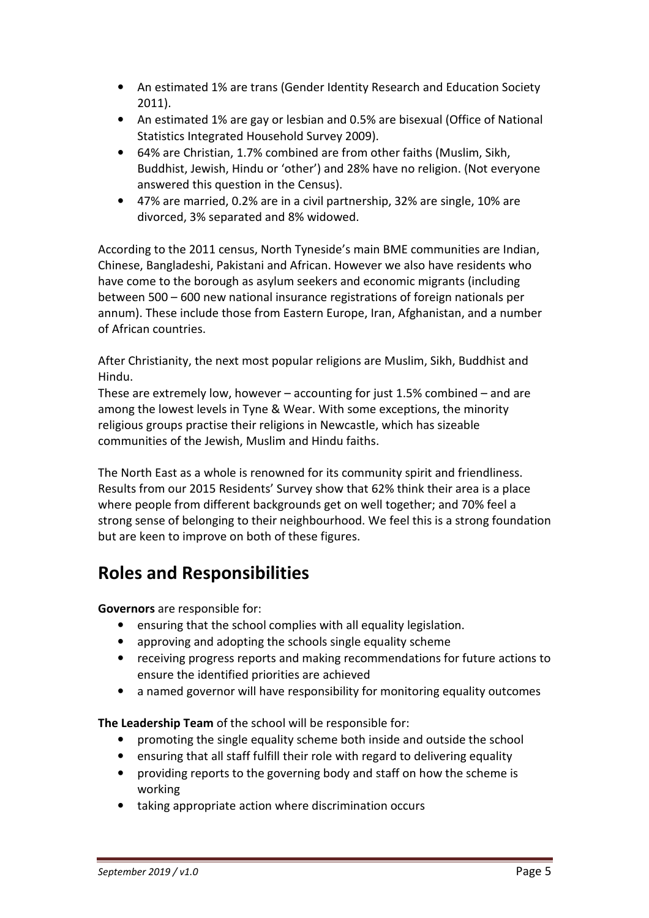- An estimated 1% are trans (Gender Identity Research and Education Society 2011).
- An estimated 1% are gay or lesbian and 0.5% are bisexual (Office of National Statistics Integrated Household Survey 2009).
- 64% are Christian, 1.7% combined are from other faiths (Muslim, Sikh, Buddhist, Jewish, Hindu or 'other') and 28% have no religion. (Not everyone answered this question in the Census).
- 47% are married, 0.2% are in a civil partnership, 32% are single, 10% are divorced, 3% separated and 8% widowed.

According to the 2011 census, North Tyneside's main BME communities are Indian, Chinese, Bangladeshi, Pakistani and African. However we also have residents who have come to the borough as asylum seekers and economic migrants (including between 500 – 600 new national insurance registrations of foreign nationals per annum). These include those from Eastern Europe, Iran, Afghanistan, and a number of African countries.

After Christianity, the next most popular religions are Muslim, Sikh, Buddhist and Hindu.
These are extremely low, however – accounting for just 1.5% combined – and are among the lowest levels in Tyne & Wear. With some exceptions, the minority religious groups practise their religions in Newcastle, which has sizeable communities of the Jewish, Muslim and Hindu faiths.

The North East as a whole is renowned for its community spirit and friendliness. Results from our 2015 Residents' Survey show that 62% think their area is a place where people from different backgrounds get on well together; and 70% feel a strong sense of belonging to their neighbourhood. We feel this is a strong foundation but are keen to improve on both of these figures.

## Roles and Responsibilities

**Governors** are responsible for:

- ensuring that the school complies with all equality legislation.
- approving and adopting the schools single equality scheme
- receiving progress reports and making recommendations for future actions to ensure the identified priorities are achieved
- a named governor will have responsibility for monitoring equality outcomes

**The Leadership Team** of the school will be responsible for:

- promoting the single equality scheme both inside and outside the school
- ensuring that all staff fulfill their role with regard to delivering equality
- providing reports to the governing body and staff on how the scheme is working
- taking appropriate action where discrimination occurs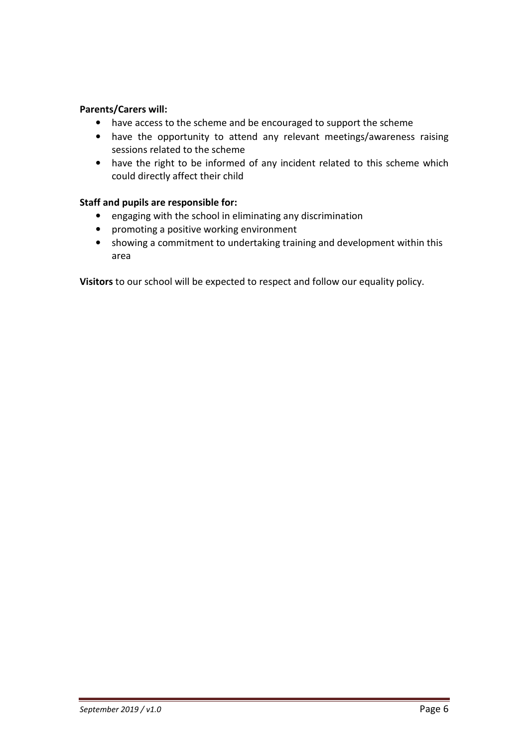**Parents/Carers will:**

- have access to the scheme and be encouraged to support the scheme
- have the opportunity to attend any relevant meetings/awareness raising sessions related to the scheme
- have the right to be informed of any incident related to this scheme which could directly affect their child

**Staff and pupils are responsible for:**

- engaging with the school in eliminating any discrimination
- promoting a positive working environment
- showing a commitment to undertaking training and development within this area

**Visitors** to our school will be expected to respect and follow our equality policy.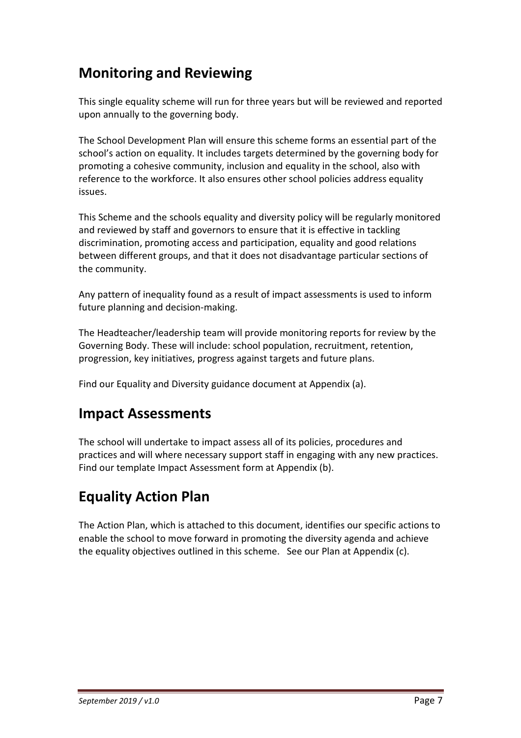## Monitoring and Reviewing

This single equality scheme will run for three years but will be reviewed and reported upon annually to the governing body.

The School Development Plan will ensure this scheme forms an essential part of the school's action on equality. It includes targets determined by the governing body for promoting a cohesive community, inclusion and equality in the school, also with reference to the workforce. It also ensures other school policies address equality issues.

This Scheme and the schools equality and diversity policy will be regularly monitored and reviewed by staff and governors to ensure that it is effective in tackling discrimination, promoting access and participation, equality and good relations between different groups, and that it does not disadvantage particular sections of the community.

Any pattern of inequality found as a result of impact assessments is used to inform future planning and decision-making.

The Headteacher/leadership team will provide monitoring reports for review by the Governing Body. These will include: school population, recruitment, retention, progression, key initiatives, progress against targets and future plans.

Find our Equality and Diversity guidance document at Appendix (a).

## Impact Assessments

The school will undertake to impact assess all of its policies, procedures and practices and will where necessary support staff in engaging with any new practices. Find our template Impact Assessment form at Appendix (b).

## Equality Action Plan

The Action Plan, which is attached to this document, identifies our specific actions to enable the school to move forward in promoting the diversity agenda and achieve the equality objectives outlined in this scheme. See our Plan at Appendix (c).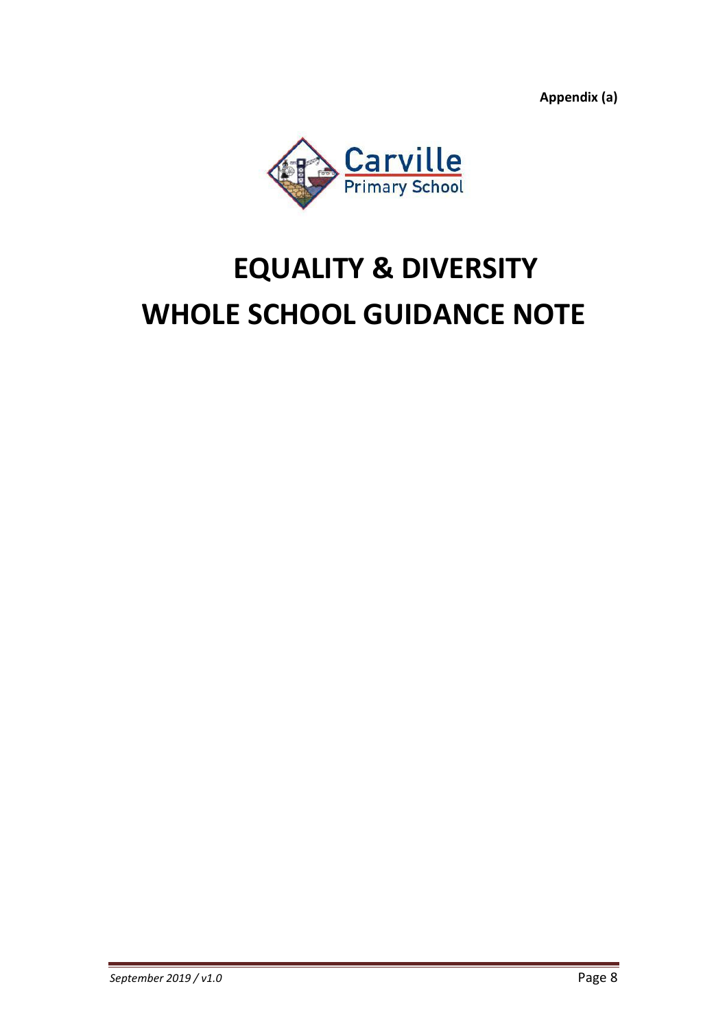**Appendix (a)**

# EQUALITY & DIVERSITY
# WHOLE SCHOOL GUIDANCE NOTE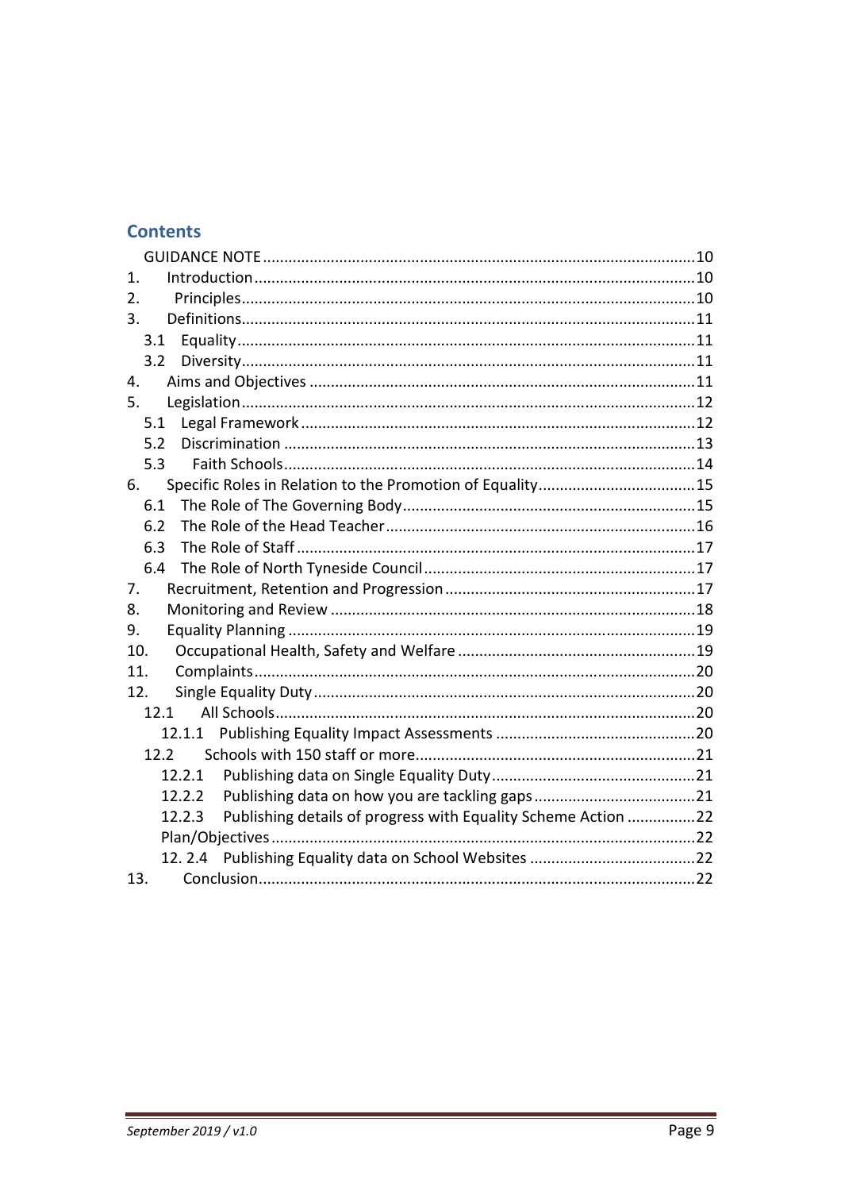## Contents

| | | |
|---|---|---|
| | GUIDANCE NOTE | 10 |
| 1. | Introduction | 10 |
| 2. | Principles | 10 |
| 3. | Definitions | 11 |
| 3.1 | Equality | 11 |
| 3.2 | Diversity | 11 |
| 4. | Aims and Objectives | 11 |
| 5. | Legislation | 12 |
| 5.1 | Legal Framework | 12 |
| 5.2 | Discrimination | 13 |
| 5.3 | Faith Schools | 14 |
| 6. | Specific Roles in Relation to the Promotion of Equality | 15 |
| 6.1 | The Role of The Governing Body | 15 |
| 6.2 | The Role of the Head Teacher | 16 |
| 6.3 | The Role of Staff | 17 |
| 6.4 | The Role of North Tyneside Council | 17 |
| 7. | Recruitment, Retention and Progression | 17 |
| 8. | Monitoring and Review | 18 |
| 9. | Equality Planning | 19 |
| 10. | Occupational Health, Safety and Welfare | 19 |
| 11. | Complaints | 20 |
| 12. | Single Equality Duty | 20 |
| 12.1 | All Schools | 20 |
| 12.1.1 | Publishing Equality Impact Assessments | 20 |
| 12.2 | Schools with 150 staff or more | 21 |
| 12.2.1 | Publishing data on Single Equality Duty | 21 |
| 12.2.2 | Publishing data on how you are tackling gaps | 21 |
| 12.2.3 | Publishing details of progress with Equality Scheme Action | 22 |
| | Plan/Objectives | 22 |
| 12. 2.4 | Publishing Equality data on School Websites | 22 |
| 13. | Conclusion | 22 |

*September 2019 / v1.0*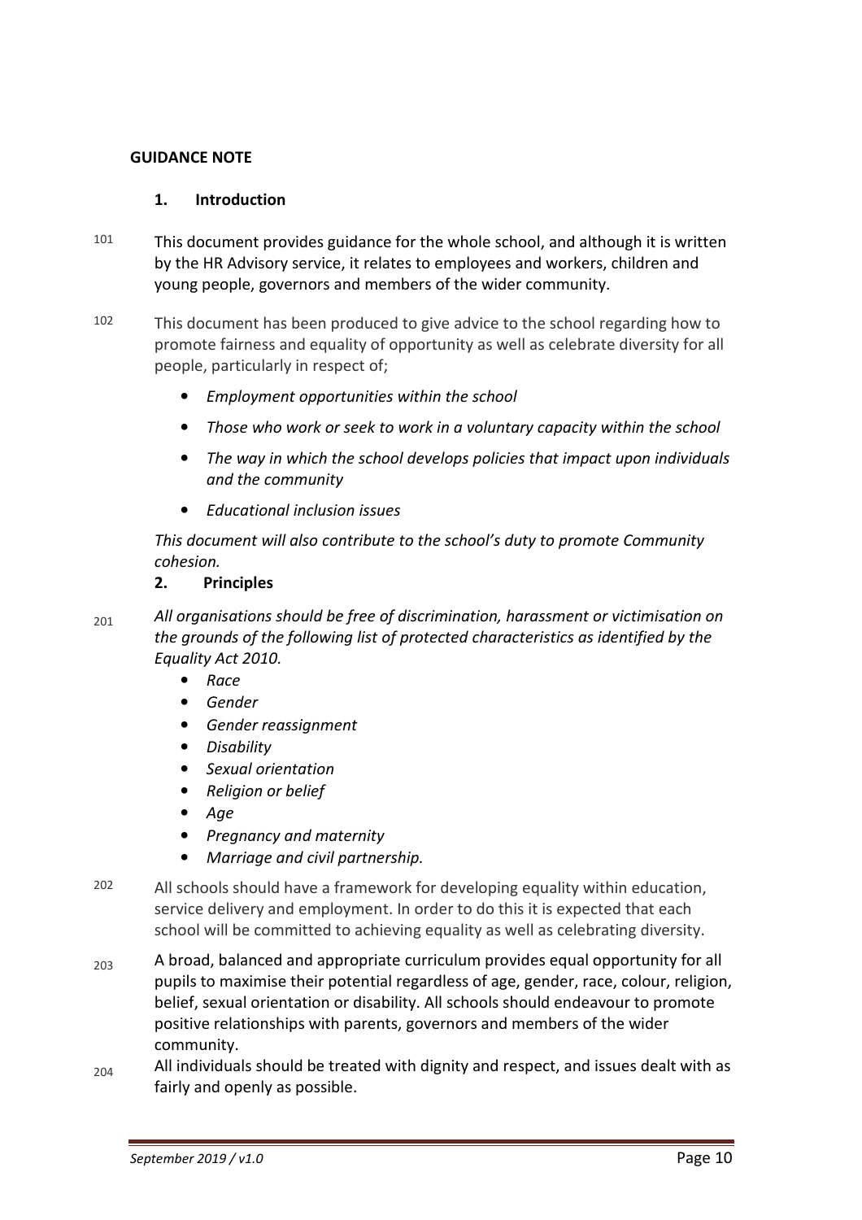**GUIDANCE NOTE**

## 1. Introduction

101 This document provides guidance for the whole school, and although it is written by the HR Advisory service, it relates to employees and workers, children and young people, governors and members of the wider community.

102 This document has been produced to give advice to the school regarding how to promote fairness and equality of opportunity as well as celebrate diversity for all people, particularly in respect of;

- *Employment opportunities within the school*
- *Those who work or seek to work in a voluntary capacity within the school*
- *The way in which the school develops policies that impact upon individuals and the community*
- *Educational inclusion issues*

*This document will also contribute to the school's duty to promote Community cohesion.*

## 2. Principles

201 *All organisations should be free of discrimination, harassment or victimisation on the grounds of the following list of protected characteristics as identified by the Equality Act 2010.*

- *Race*
- *Gender*
- *Gender reassignment*
- *Disability*
- *Sexual orientation*
- *Religion or belief*
- *Age*
- *Pregnancy and maternity*
- *Marriage and civil partnership.*

202 All schools should have a framework for developing equality within education, service delivery and employment. In order to do this it is expected that each school will be committed to achieving equality as well as celebrating diversity.

203 A broad, balanced and appropriate curriculum provides equal opportunity for all pupils to maximise their potential regardless of age, gender, race, colour, religion, belief, sexual orientation or disability. All schools should endeavour to promote positive relationships with parents, governors and members of the wider community.

204 All individuals should be treated with dignity and respect, and issues dealt with as fairly and openly as possible.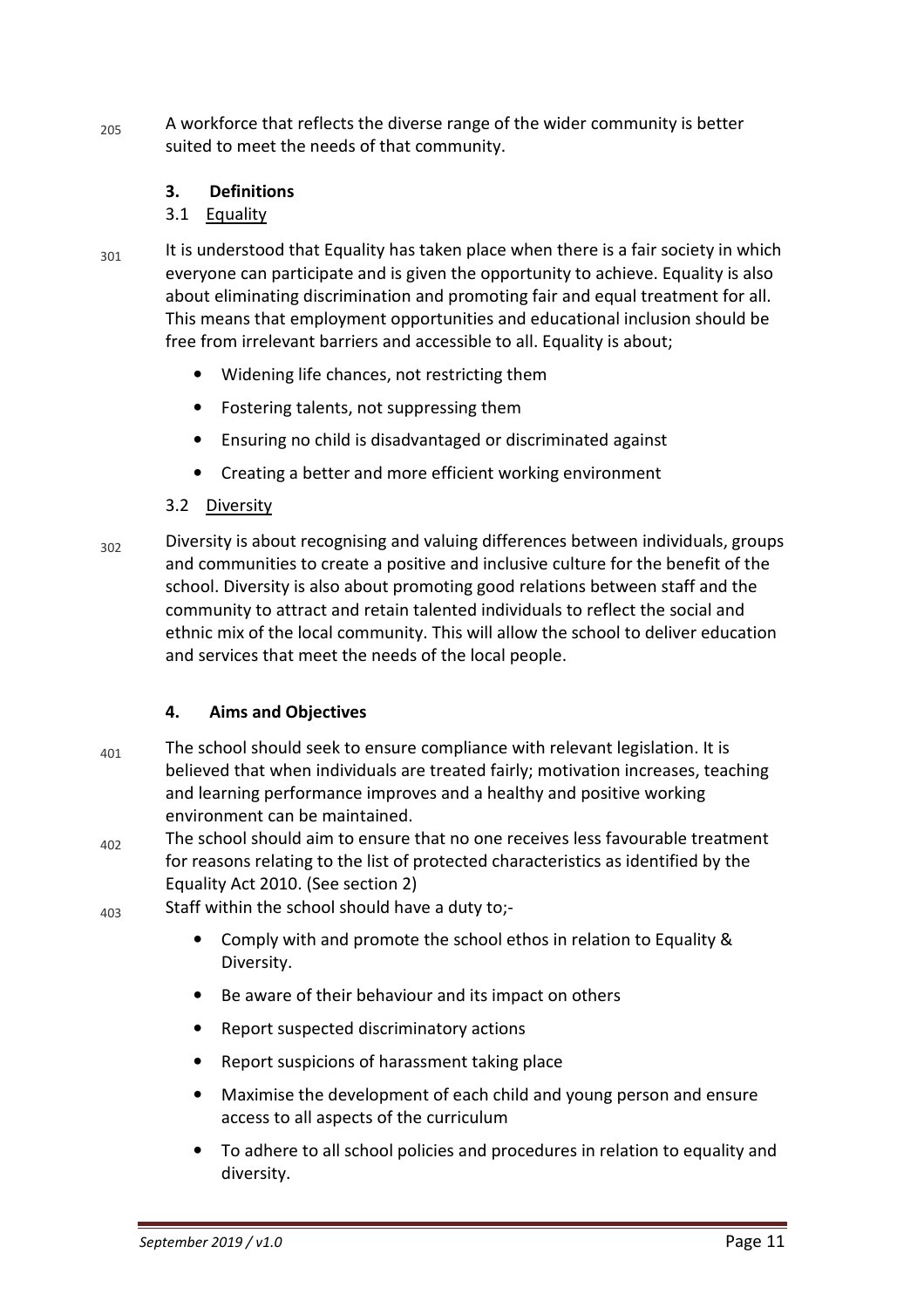205 A workforce that reflects the diverse range of the wider community is better suited to meet the needs of that community.

## 3. Definitions

### 3.1 Equality

301 It is understood that Equality has taken place when there is a fair society in which everyone can participate and is given the opportunity to achieve. Equality is also about eliminating discrimination and promoting fair and equal treatment for all. This means that employment opportunities and educational inclusion should be free from irrelevant barriers and accessible to all. Equality is about;

- Widening life chances, not restricting them
- Fostering talents, not suppressing them
- Ensuring no child is disadvantaged or discriminated against
- Creating a better and more efficient working environment

### 3.2 Diversity

302 Diversity is about recognising and valuing differences between individuals, groups and communities to create a positive and inclusive culture for the benefit of the school. Diversity is also about promoting good relations between staff and the community to attract and retain talented individuals to reflect the social and ethnic mix of the local community. This will allow the school to deliver education and services that meet the needs of the local people.

## 4. Aims and Objectives

401 The school should seek to ensure compliance with relevant legislation. It is believed that when individuals are treated fairly; motivation increases, teaching and learning performance improves and a healthy and positive working environment can be maintained.

402 The school should aim to ensure that no one receives less favourable treatment for reasons relating to the list of protected characteristics as identified by the Equality Act 2010. (See section 2)

403 Staff within the school should have a duty to;-

- Comply with and promote the school ethos in relation to Equality & Diversity.
- Be aware of their behaviour and its impact on others
- Report suspected discriminatory actions
- Report suspicions of harassment taking place
- Maximise the development of each child and young person and ensure access to all aspects of the curriculum
- To adhere to all school policies and procedures in relation to equality and diversity.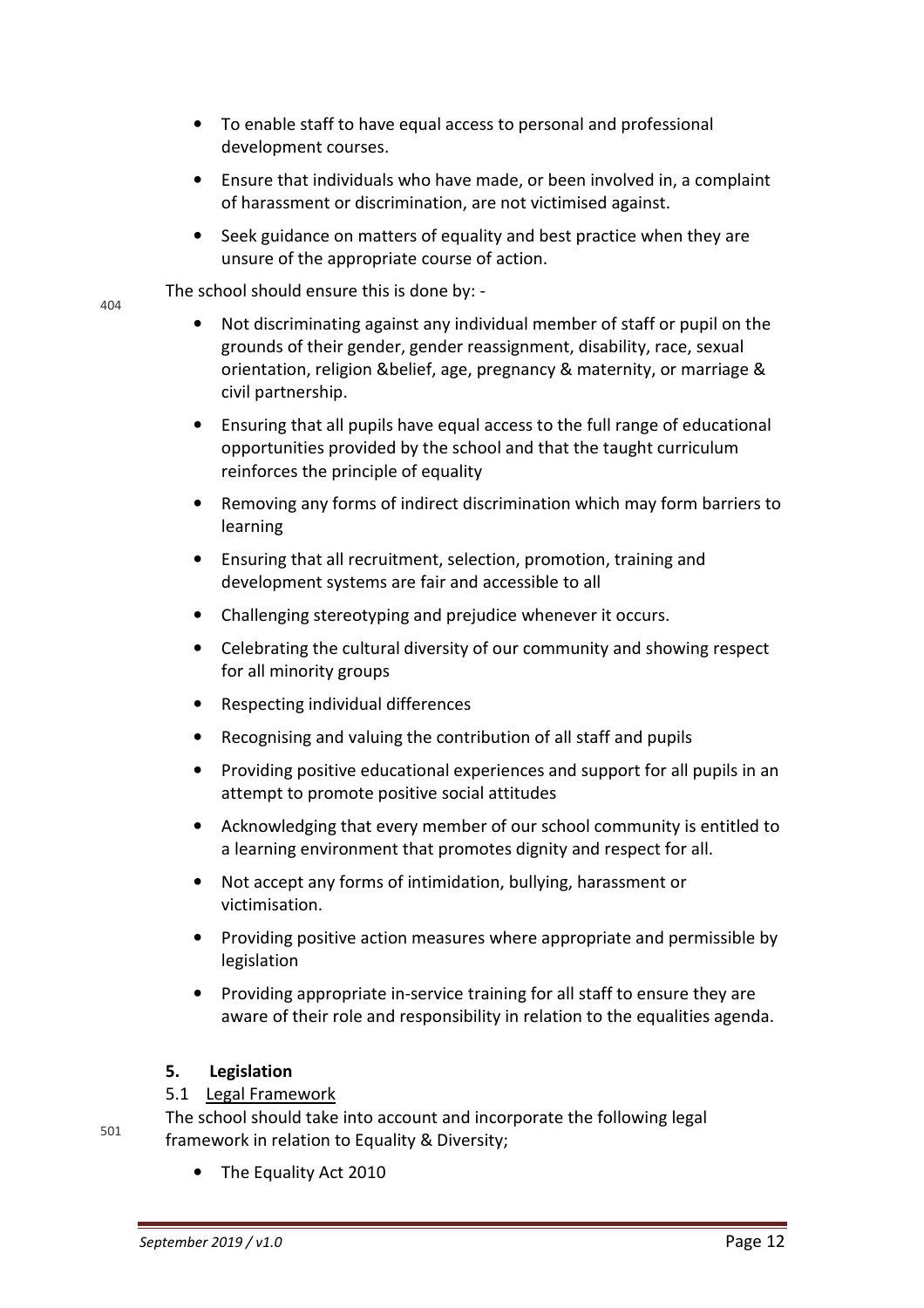- To enable staff to have equal access to personal and professional development courses.
- Ensure that individuals who have made, or been involved in, a complaint of harassment or discrimination, are not victimised against.
- Seek guidance on matters of equality and best practice when they are unsure of the appropriate course of action.

The school should ensure this is done by: -

- Not discriminating against any individual member of staff or pupil on the grounds of their gender, gender reassignment, disability, race, sexual orientation, religion &belief, age, pregnancy & maternity, or marriage & civil partnership.
- Ensuring that all pupils have equal access to the full range of educational opportunities provided by the school and that the taught curriculum reinforces the principle of equality
- Removing any forms of indirect discrimination which may form barriers to learning
- Ensuring that all recruitment, selection, promotion, training and development systems are fair and accessible to all
- Challenging stereotyping and prejudice whenever it occurs.
- Celebrating the cultural diversity of our community and showing respect for all minority groups
- Respecting individual differences
- Recognising and valuing the contribution of all staff and pupils
- Providing positive educational experiences and support for all pupils in an attempt to promote positive social attitudes
- Acknowledging that every member of our school community is entitled to a learning environment that promotes dignity and respect for all.
- Not accept any forms of intimidation, bullying, harassment or victimisation.
- Providing positive action measures where appropriate and permissible by legislation
- Providing appropriate in-service training for all staff to ensure they are aware of their role and responsibility in relation to the equalities agenda.

## 5. Legislation

5.1 Legal Framework

The school should take into account and incorporate the following legal framework in relation to Equality & Diversity;

- The Equality Act 2010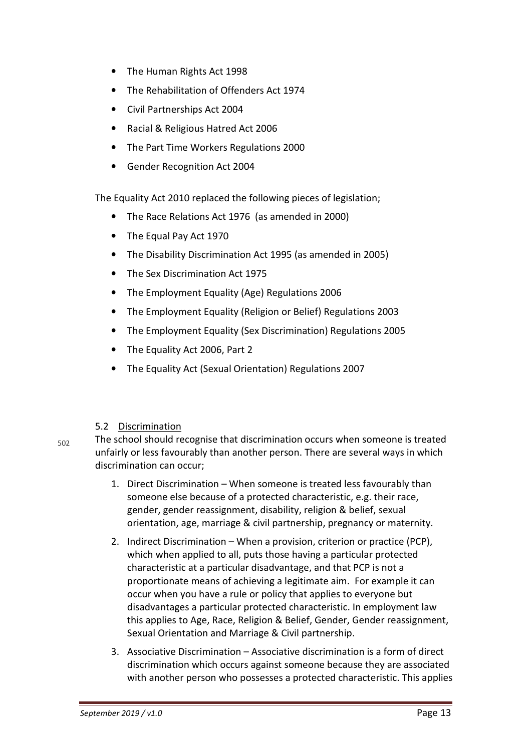- The Human Rights Act 1998
- The Rehabilitation of Offenders Act 1974
- Civil Partnerships Act 2004
- Racial & Religious Hatred Act 2006
- The Part Time Workers Regulations 2000
- Gender Recognition Act 2004

The Equality Act 2010 replaced the following pieces of legislation;

- The Race Relations Act 1976 (as amended in 2000)
- The Equal Pay Act 1970
- The Disability Discrimination Act 1995 (as amended in 2005)
- The Sex Discrimination Act 1975
- The Employment Equality (Age) Regulations 2006
- The Employment Equality (Religion or Belief) Regulations 2003
- The Employment Equality (Sex Discrimination) Regulations 2005
- The Equality Act 2006, Part 2
- The Equality Act (Sexual Orientation) Regulations 2007

### 5.2 Discrimination

The school should recognise that discrimination occurs when someone is treated unfairly or less favourably than another person. There are several ways in which discrimination can occur;

1. Direct Discrimination – When someone is treated less favourably than someone else because of a protected characteristic, e.g. their race, gender, gender reassignment, disability, religion & belief, sexual orientation, age, marriage & civil partnership, pregnancy or maternity.
2. Indirect Discrimination – When a provision, criterion or practice (PCP), which when applied to all, puts those having a particular protected characteristic at a particular disadvantage, and that PCP is not a proportionate means of achieving a legitimate aim. For example it can occur when you have a rule or policy that applies to everyone but disadvantages a particular protected characteristic. In employment law this applies to Age, Race, Religion & Belief, Gender, Gender reassignment, Sexual Orientation and Marriage & Civil partnership.
3. Associative Discrimination – Associative discrimination is a form of direct discrimination which occurs against someone because they are associated with another person who possesses a protected characteristic. This applies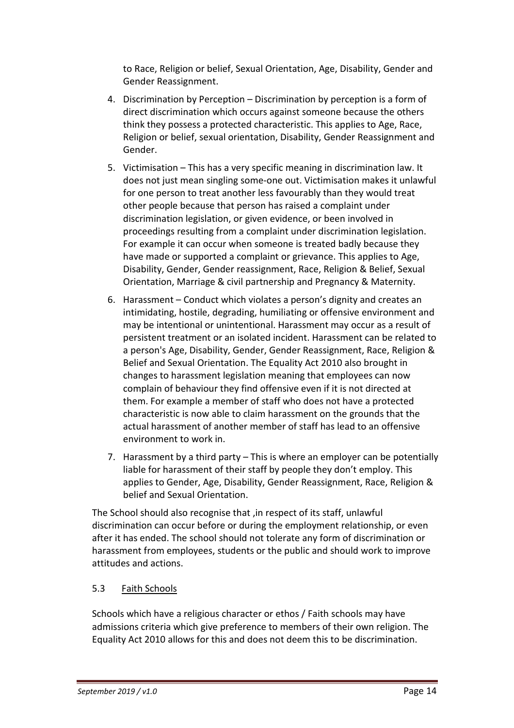to Race, Religion or belief, Sexual Orientation, Age, Disability, Gender and Gender Reassignment.

4. Discrimination by Perception – Discrimination by perception is a form of direct discrimination which occurs against someone because the others think they possess a protected characteristic. This applies to Age, Race, Religion or belief, sexual orientation, Disability, Gender Reassignment and Gender.
5. Victimisation – This has a very specific meaning in discrimination law. It does not just mean singling some-one out. Victimisation makes it unlawful for one person to treat another less favourably than they would treat other people because that person has raised a complaint under discrimination legislation, or given evidence, or been involved in proceedings resulting from a complaint under discrimination legislation. For example it can occur when someone is treated badly because they have made or supported a complaint or grievance. This applies to Age, Disability, Gender, Gender reassignment, Race, Religion & Belief, Sexual Orientation, Marriage & civil partnership and Pregnancy & Maternity.
6. Harassment – Conduct which violates a person's dignity and creates an intimidating, hostile, degrading, humiliating or offensive environment and may be intentional or unintentional. Harassment may occur as a result of persistent treatment or an isolated incident. Harassment can be related to a person's Age, Disability, Gender, Gender Reassignment, Race, Religion & Belief and Sexual Orientation. The Equality Act 2010 also brought in changes to harassment legislation meaning that employees can now complain of behaviour they find offensive even if it is not directed at them. For example a member of staff who does not have a protected characteristic is now able to claim harassment on the grounds that the actual harassment of another member of staff has lead to an offensive environment to work in.
7. Harassment by a third party – This is where an employer can be potentially liable for harassment of their staff by people they don't employ. This applies to Gender, Age, Disability, Gender Reassignment, Race, Religion & belief and Sexual Orientation.

The School should also recognise that ,in respect of its staff, unlawful discrimination can occur before or during the employment relationship, or even after it has ended. The school should not tolerate any form of discrimination or harassment from employees, students or the public and should work to improve attitudes and actions.

### 5.3 Faith Schools

Schools which have a religious character or ethos / Faith schools may have admissions criteria which give preference to members of their own religion. The Equality Act 2010 allows for this and does not deem this to be discrimination.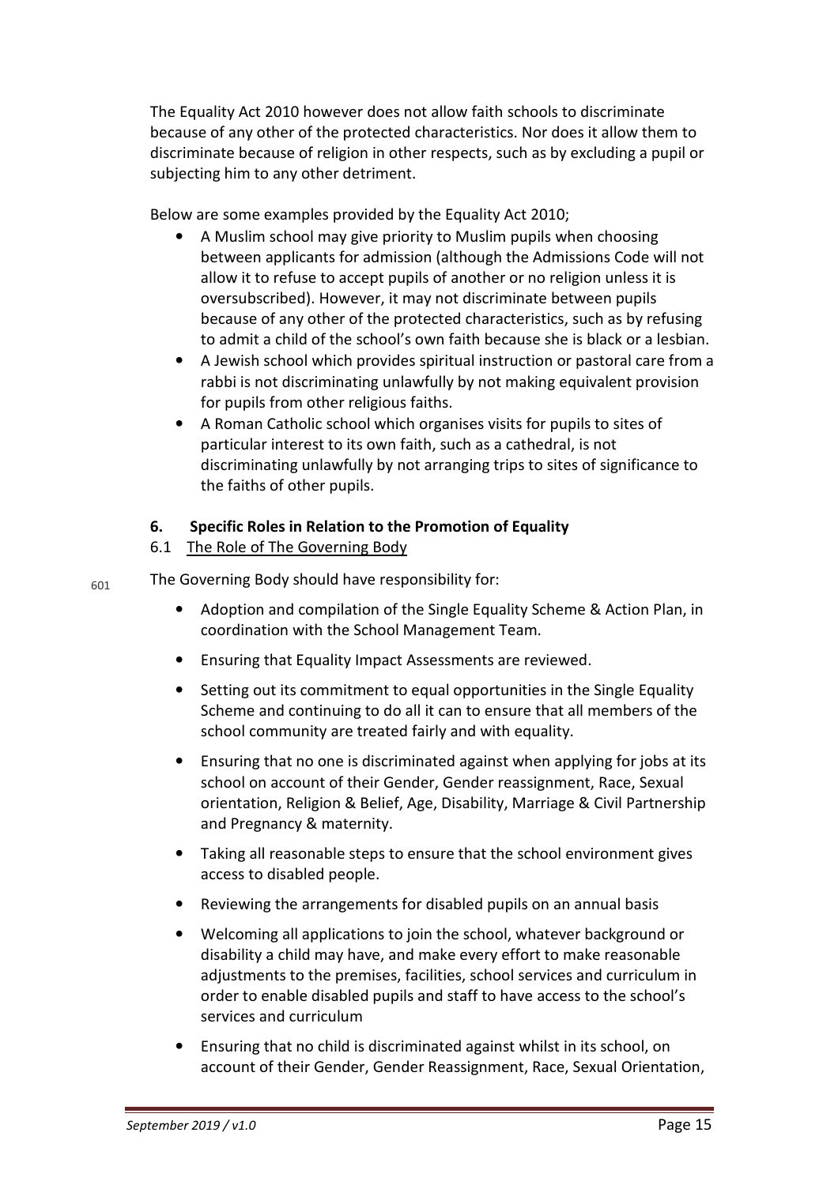The Equality Act 2010 however does not allow faith schools to discriminate because of any other of the protected characteristics. Nor does it allow them to discriminate because of religion in other respects, such as by excluding a pupil or subjecting him to any other detriment.

Below are some examples provided by the Equality Act 2010;

- A Muslim school may give priority to Muslim pupils when choosing between applicants for admission (although the Admissions Code will not allow it to refuse to accept pupils of another or no religion unless it is oversubscribed). However, it may not discriminate between pupils because of any other of the protected characteristics, such as by refusing to admit a child of the school's own faith because she is black or a lesbian.
- A Jewish school which provides spiritual instruction or pastoral care from a rabbi is not discriminating unlawfully by not making equivalent provision for pupils from other religious faiths.
- A Roman Catholic school which organises visits for pupils to sites of particular interest to its own faith, such as a cathedral, is not discriminating unlawfully by not arranging trips to sites of significance to the faiths of other pupils.

## 6. Specific Roles in Relation to the Promotion of Equality

### 6.1 The Role of The Governing Body

The Governing Body should have responsibility for:

- Adoption and compilation of the Single Equality Scheme & Action Plan, in coordination with the School Management Team.
- Ensuring that Equality Impact Assessments are reviewed.
- Setting out its commitment to equal opportunities in the Single Equality Scheme and continuing to do all it can to ensure that all members of the school community are treated fairly and with equality.
- Ensuring that no one is discriminated against when applying for jobs at its school on account of their Gender, Gender reassignment, Race, Sexual orientation, Religion & Belief, Age, Disability, Marriage & Civil Partnership and Pregnancy & maternity.
- Taking all reasonable steps to ensure that the school environment gives access to disabled people.
- Reviewing the arrangements for disabled pupils on an annual basis
- Welcoming all applications to join the school, whatever background or disability a child may have, and make every effort to make reasonable adjustments to the premises, facilities, school services and curriculum in order to enable disabled pupils and staff to have access to the school's services and curriculum
- Ensuring that no child is discriminated against whilst in its school, on account of their Gender, Gender Reassignment, Race, Sexual Orientation,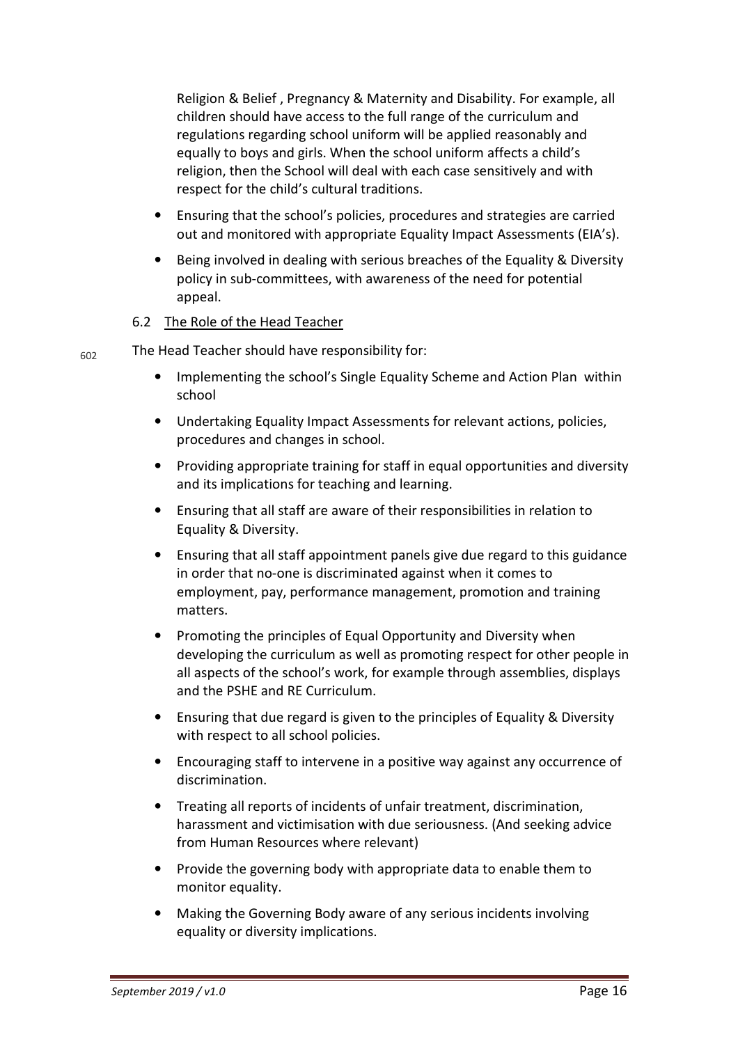Religion & Belief , Pregnancy & Maternity and Disability. For example, all children should have access to the full range of the curriculum and regulations regarding school uniform will be applied reasonably and equally to boys and girls. When the school uniform affects a child's religion, then the School will deal with each case sensitively and with respect for the child's cultural traditions.

- Ensuring that the school's policies, procedures and strategies are carried out and monitored with appropriate Equality Impact Assessments (EIA's).
- Being involved in dealing with serious breaches of the Equality & Diversity policy in sub-committees, with awareness of the need for potential appeal.

### 6.2 The Role of the Head Teacher

The Head Teacher should have responsibility for:

- Implementing the school's Single Equality Scheme and Action Plan within school
- Undertaking Equality Impact Assessments for relevant actions, policies, procedures and changes in school.
- Providing appropriate training for staff in equal opportunities and diversity and its implications for teaching and learning.
- Ensuring that all staff are aware of their responsibilities in relation to Equality & Diversity.
- Ensuring that all staff appointment panels give due regard to this guidance in order that no-one is discriminated against when it comes to employment, pay, performance management, promotion and training matters.
- Promoting the principles of Equal Opportunity and Diversity when developing the curriculum as well as promoting respect for other people in all aspects of the school's work, for example through assemblies, displays and the PSHE and RE Curriculum.
- Ensuring that due regard is given to the principles of Equality & Diversity with respect to all school policies.
- Encouraging staff to intervene in a positive way against any occurrence of discrimination.
- Treating all reports of incidents of unfair treatment, discrimination, harassment and victimisation with due seriousness. (And seeking advice from Human Resources where relevant)
- Provide the governing body with appropriate data to enable them to monitor equality.
- Making the Governing Body aware of any serious incidents involving equality or diversity implications.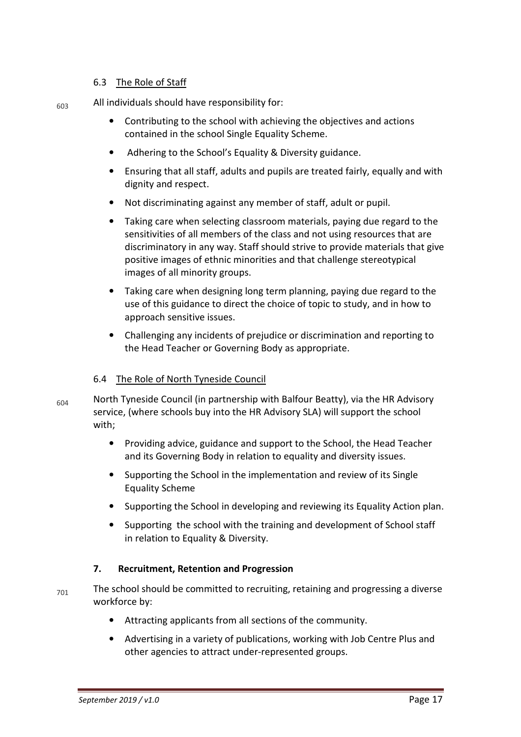### 6.3 The Role of Staff

603 All individuals should have responsibility for:

- Contributing to the school with achieving the objectives and actions contained in the school Single Equality Scheme.
- Adhering to the School's Equality & Diversity guidance.
- Ensuring that all staff, adults and pupils are treated fairly, equally and with dignity and respect.
- Not discriminating against any member of staff, adult or pupil.
- Taking care when selecting classroom materials, paying due regard to the sensitivities of all members of the class and not using resources that are discriminatory in any way. Staff should strive to provide materials that give positive images of ethnic minorities and that challenge stereotypical images of all minority groups.
- Taking care when designing long term planning, paying due regard to the use of this guidance to direct the choice of topic to study, and in how to approach sensitive issues.
- Challenging any incidents of prejudice or discrimination and reporting to the Head Teacher or Governing Body as appropriate.

### 6.4 The Role of North Tyneside Council

604 North Tyneside Council (in partnership with Balfour Beatty), via the HR Advisory service, (where schools buy into the HR Advisory SLA) will support the school with;

- Providing advice, guidance and support to the School, the Head Teacher and its Governing Body in relation to equality and diversity issues.
- Supporting the School in the implementation and review of its Single Equality Scheme
- Supporting the School in developing and reviewing its Equality Action plan.
- Supporting the school with the training and development of School staff in relation to Equality & Diversity.

## 7. Recruitment, Retention and Progression

701 The school should be committed to recruiting, retaining and progressing a diverse workforce by:

- Attracting applicants from all sections of the community.
- Advertising in a variety of publications, working with Job Centre Plus and other agencies to attract under-represented groups.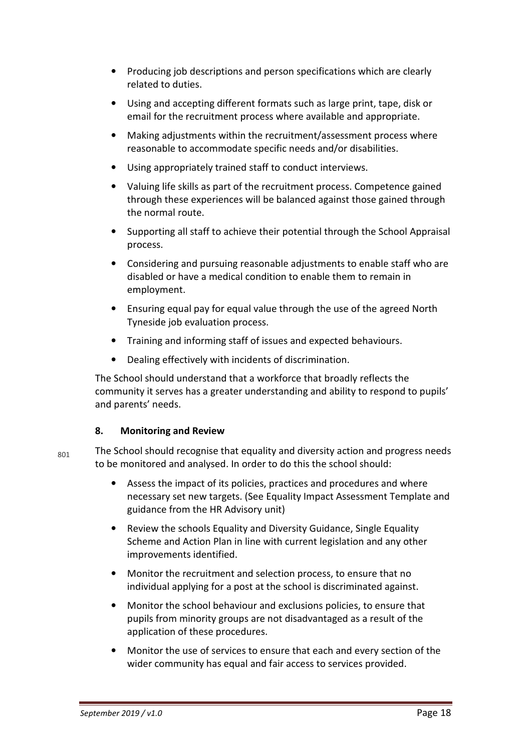- Producing job descriptions and person specifications which are clearly related to duties.
- Using and accepting different formats such as large print, tape, disk or email for the recruitment process where available and appropriate.
- Making adjustments within the recruitment/assessment process where reasonable to accommodate specific needs and/or disabilities.
- Using appropriately trained staff to conduct interviews.
- Valuing life skills as part of the recruitment process. Competence gained through these experiences will be balanced against those gained through the normal route.
- Supporting all staff to achieve their potential through the School Appraisal process.
- Considering and pursuing reasonable adjustments to enable staff who are disabled or have a medical condition to enable them to remain in employment.
- Ensuring equal pay for equal value through the use of the agreed North Tyneside job evaluation process.
- Training and informing staff of issues and expected behaviours.
- Dealing effectively with incidents of discrimination.

The School should understand that a workforce that broadly reflects the community it serves has a greater understanding and ability to respond to pupils' and parents' needs.

## 8. Monitoring and Review

The School should recognise that equality and diversity action and progress needs to be monitored and analysed. In order to do this the school should:

- Assess the impact of its policies, practices and procedures and where necessary set new targets. (See Equality Impact Assessment Template and guidance from the HR Advisory unit)
- Review the schools Equality and Diversity Guidance, Single Equality Scheme and Action Plan in line with current legislation and any other improvements identified.
- Monitor the recruitment and selection process, to ensure that no individual applying for a post at the school is discriminated against.
- Monitor the school behaviour and exclusions policies, to ensure that pupils from minority groups are not disadvantaged as a result of the application of these procedures.
- Monitor the use of services to ensure that each and every section of the wider community has equal and fair access to services provided.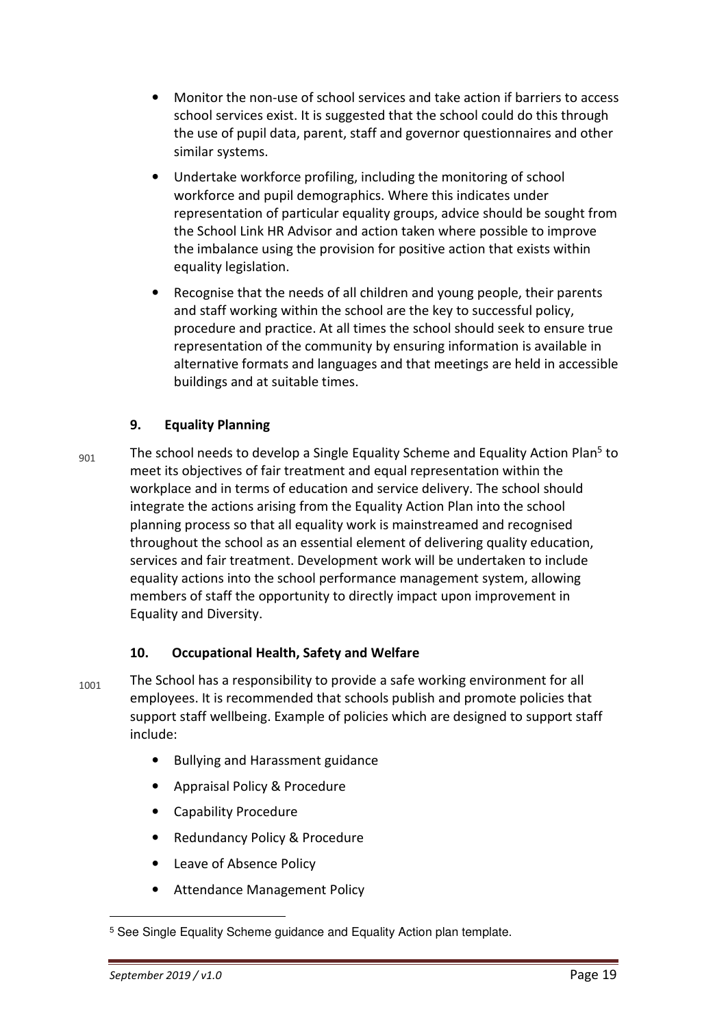- Monitor the non-use of school services and take action if barriers to access school services exist. It is suggested that the school could do this through the use of pupil data, parent, staff and governor questionnaires and other similar systems.
- Undertake workforce profiling, including the monitoring of school workforce and pupil demographics. Where this indicates under representation of particular equality groups, advice should be sought from the School Link HR Advisor and action taken where possible to improve the imbalance using the provision for positive action that exists within equality legislation.
- Recognise that the needs of all children and young people, their parents and staff working within the school are the key to successful policy, procedure and practice. At all times the school should seek to ensure true representation of the community by ensuring information is available in alternative formats and languages and that meetings are held in accessible buildings and at suitable times.

## 9. Equality Planning

901 The school needs to develop a Single Equality Scheme and Equality Action Plan[5] to meet its objectives of fair treatment and equal representation within the workplace and in terms of education and service delivery. The school should integrate the actions arising from the Equality Action Plan into the school planning process so that all equality work is mainstreamed and recognised throughout the school as an essential element of delivering quality education, services and fair treatment. Development work will be undertaken to include equality actions into the school performance management system, allowing members of staff the opportunity to directly impact upon improvement in Equality and Diversity.

## 10. Occupational Health, Safety and Welfare

1001 The School has a responsibility to provide a safe working environment for all employees. It is recommended that schools publish and promote policies that support staff wellbeing. Example of policies which are designed to support staff include:

- Bullying and Harassment guidance
- Appraisal Policy & Procedure
- Capability Procedure
- Redundancy Policy & Procedure
- Leave of Absence Policy
- Attendance Management Policy

[5] See Single Equality Scheme guidance and Equality Action plan template.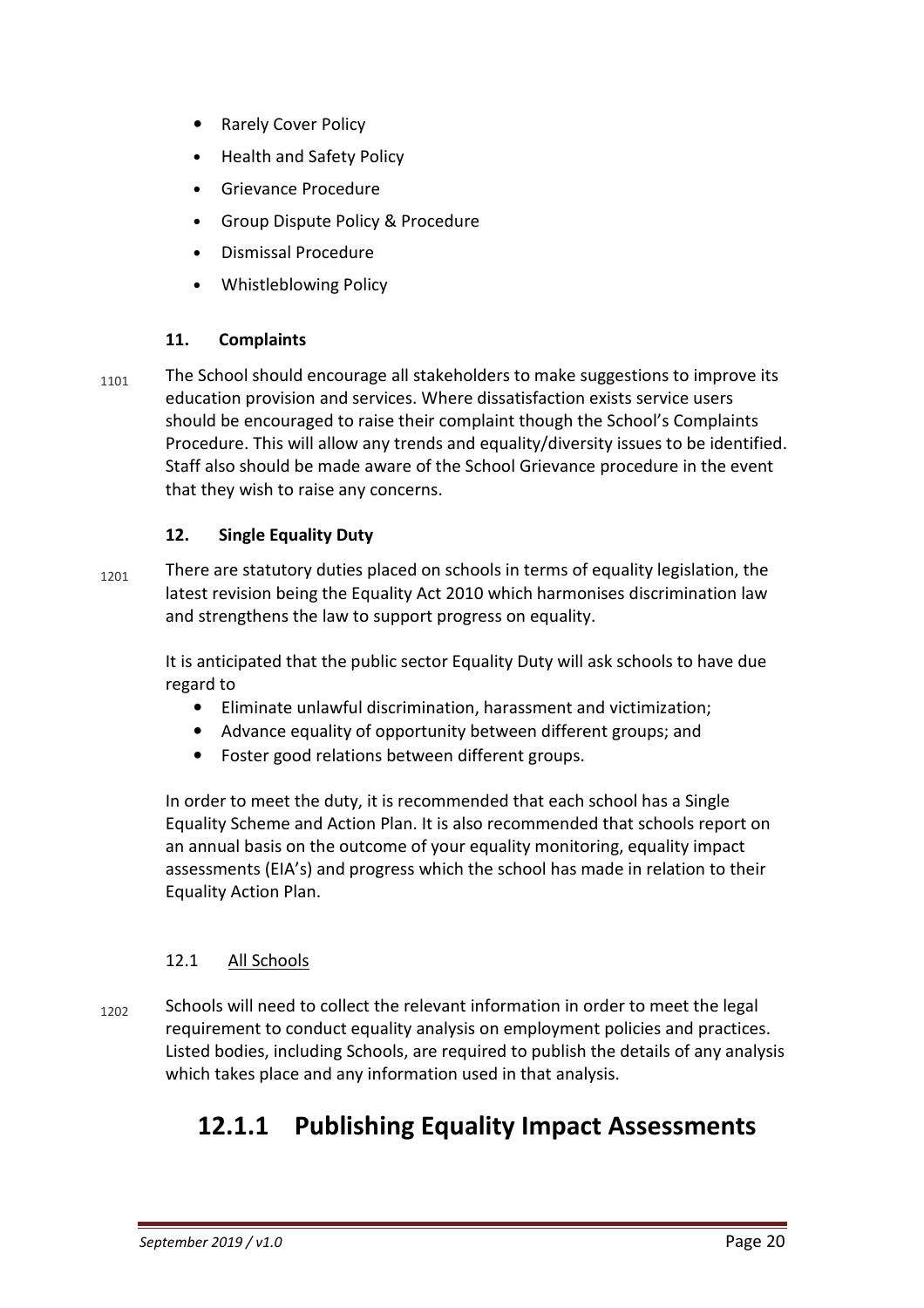- Rarely Cover Policy
- Health and Safety Policy
- Grievance Procedure
- Group Dispute Policy & Procedure
- Dismissal Procedure
- Whistleblowing Policy

### 11. Complaints

1101 The School should encourage all stakeholders to make suggestions to improve its education provision and services. Where dissatisfaction exists service users should be encouraged to raise their complaint though the School's Complaints Procedure. This will allow any trends and equality/diversity issues to be identified. Staff also should be made aware of the School Grievance procedure in the event that they wish to raise any concerns.

### 12. Single Equality Duty

1201 There are statutory duties placed on schools in terms of equality legislation, the latest revision being the Equality Act 2010 which harmonises discrimination law and strengthens the law to support progress on equality.

It is anticipated that the public sector Equality Duty will ask schools to have due regard to

- Eliminate unlawful discrimination, harassment and victimization;
- Advance equality of opportunity between different groups; and
- Foster good relations between different groups.

In order to meet the duty, it is recommended that each school has a Single Equality Scheme and Action Plan. It is also recommended that schools report on an annual basis on the outcome of your equality monitoring, equality impact assessments (EIA's) and progress which the school has made in relation to their Equality Action Plan.

#### 12.1 All Schools

1202 Schools will need to collect the relevant information in order to meet the legal requirement to conduct equality analysis on employment policies and practices. Listed bodies, including Schools, are required to publish the details of any analysis which takes place and any information used in that analysis.

## 12.1.1 Publishing Equality Impact Assessments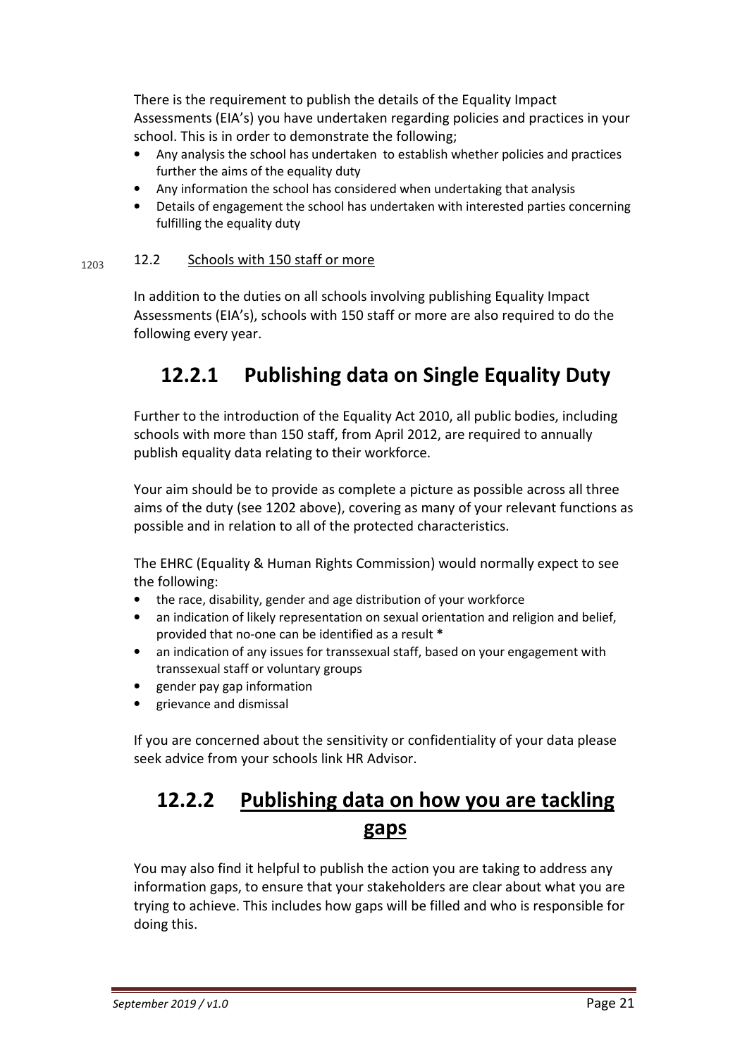There is the requirement to publish the details of the Equality Impact Assessments (EIA's) you have undertaken regarding policies and practices in your school. This is in order to demonstrate the following;

- Any analysis the school has undertaken to establish whether policies and practices further the aims of the equality duty
- Any information the school has considered when undertaking that analysis
- Details of engagement the school has undertaken with interested parties concerning fulfilling the equality duty

1203 12.2 Schools with 150 staff or more

In addition to the duties on all schools involving publishing Equality Impact Assessments (EIA's), schools with 150 staff or more are also required to do the following every year.

## 12.2.1 Publishing data on Single Equality Duty

Further to the introduction of the Equality Act 2010, all public bodies, including schools with more than 150 staff, from April 2012, are required to annually publish equality data relating to their workforce.

Your aim should be to provide as complete a picture as possible across all three aims of the duty (see 1202 above), covering as many of your relevant functions as possible and in relation to all of the protected characteristics.

The EHRC (Equality & Human Rights Commission) would normally expect to see the following:

- the race, disability, gender and age distribution of your workforce
- an indication of likely representation on sexual orientation and religion and belief, provided that no-one can be identified as a result **\***
- an indication of any issues for transsexual staff, based on your engagement with transsexual staff or voluntary groups
- gender pay gap information
- grievance and dismissal

If you are concerned about the sensitivity or confidentiality of your data please seek advice from your schools link HR Advisor.

## 12.2.2 Publishing data on how you are tackling gaps

You may also find it helpful to publish the action you are taking to address any information gaps, to ensure that your stakeholders are clear about what you are trying to achieve. This includes how gaps will be filled and who is responsible for doing this.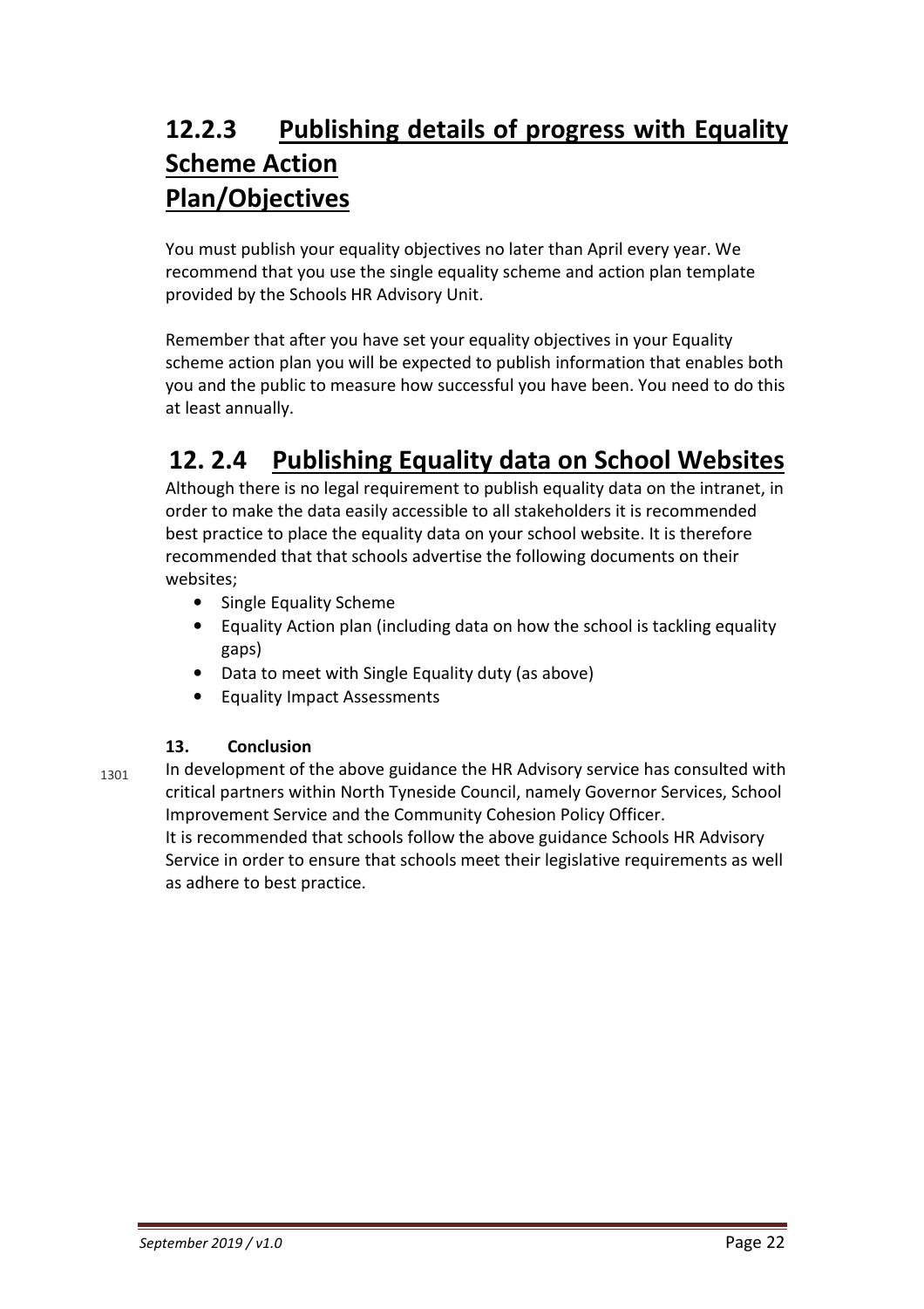## 12.2.3 Publishing details of progress with Equality Scheme Action Plan/Objectives

You must publish your equality objectives no later than April every year. We recommend that you use the single equality scheme and action plan template provided by the Schools HR Advisory Unit.

Remember that after you have set your equality objectives in your Equality scheme action plan you will be expected to publish information that enables both you and the public to measure how successful you have been. You need to do this at least annually.

## 12. 2.4 Publishing Equality data on School Websites

Although there is no legal requirement to publish equality data on the intranet, in order to make the data easily accessible to all stakeholders it is recommended best practice to place the equality data on your school website. It is therefore recommended that that schools advertise the following documents on their websites;

- Single Equality Scheme
- Equality Action plan (including data on how the school is tackling equality gaps)
- Data to meet with Single Equality duty (as above)
- Equality Impact Assessments

### 13. Conclusion

In development of the above guidance the HR Advisory service has consulted with critical partners within North Tyneside Council, namely Governor Services, School Improvement Service and the Community Cohesion Policy Officer.
It is recommended that schools follow the above guidance Schools HR Advisory Service in order to ensure that schools meet their legislative requirements as well as adhere to best practice.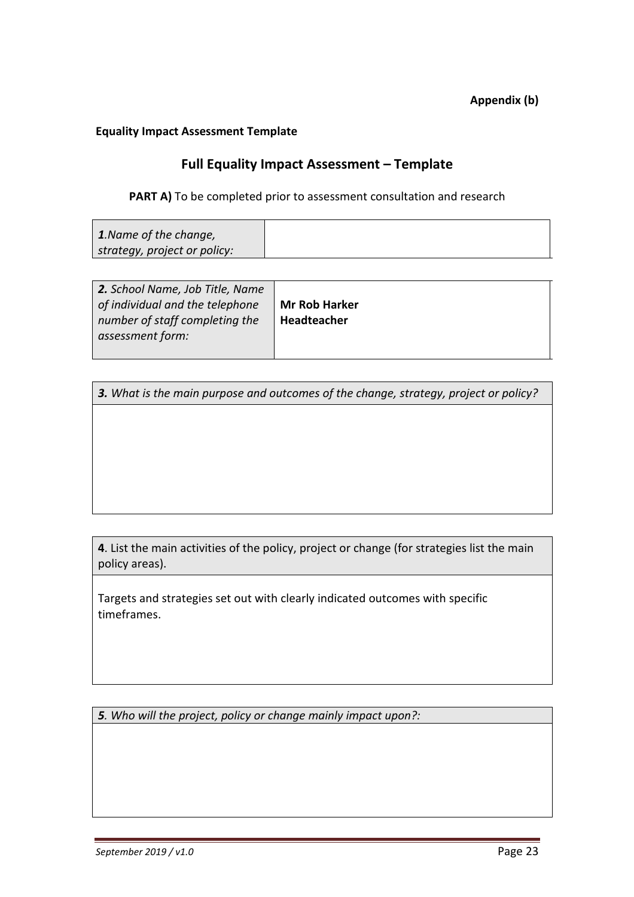**Appendix (b)**

**Equality Impact Assessment Template**

## Full Equality Impact Assessment – Template

**PART A)** To be completed prior to assessment consultation and research

| ***1**.Name of the change, strategy, project or policy:* | |
|---|---|

| ***2.** School Name, Job Title, Name of individual and the telephone number of staff completing the assessment form:* | **Mr Rob Harker** **Headteacher** |
|---|---|

| ***3.** What is the main purpose and outcomes of the change, strategy, project or policy?* |
|---|
| |

| **4**. List the main activities of the policy, project or change (for strategies list the main policy areas). |
|---|
| Targets and strategies set out with clearly indicated outcomes with specific timeframes. |

| ***5**. Who will the project, policy or change mainly impact upon?:* |
|---|
| |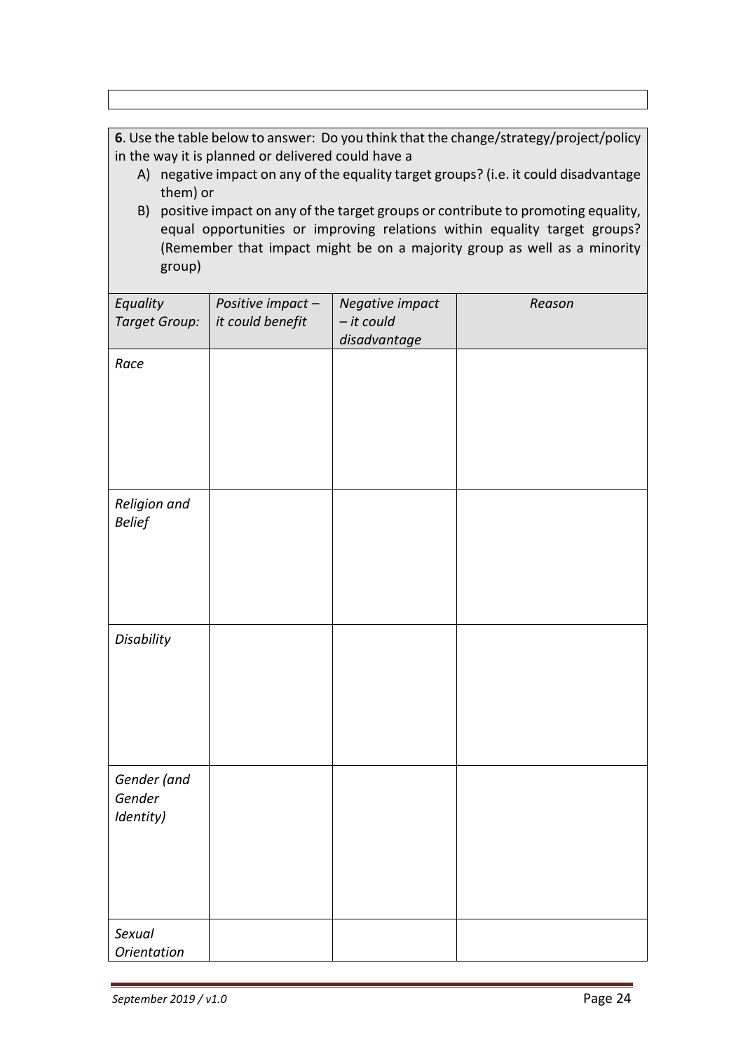**6**. Use the table below to answer: Do you think that the change/strategy/project/policy in the way it is planned or delivered could have a

A) negative impact on any of the equality target groups? (i.e. it could disadvantage them) or

B) positive impact on any of the target groups or contribute to promoting equality, equal opportunities or improving relations within equality target groups? (Remember that impact might be on a majority group as well as a minority group)

| *Equality Target Group:* | *Positive impact – it could benefit* | *Negative impact – it could disadvantage* | *Reason* |
|---|---|---|---|
| *Race* | | | |
| *Religion and Belief* | | | |
| *Disability* | | | |
| *Gender (and Gender Identity)* | | | |
| *Sexual Orientation* | | | |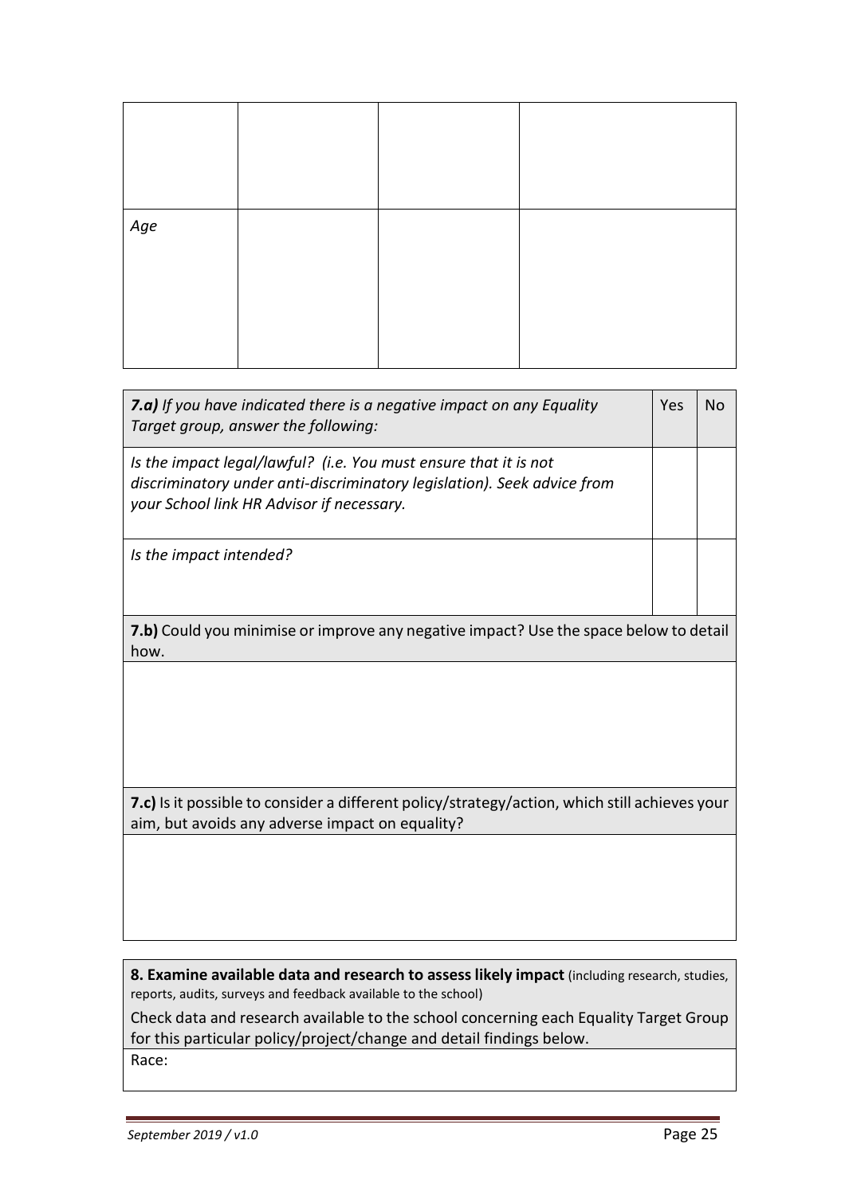| | | | |
|---|---|---|---|
| | | | |
| *Age* | | | |

| ***7.a)*** *If you have indicated there is a negative impact on any Equality Target group, answer the following:* | Yes | No |
|---|---|---|
| *Is the impact legal/lawful? (i.e. You must ensure that it is not discriminatory under anti-discriminatory legislation). Seek advice from your School link HR Advisor if necessary.* | | |
| *Is the impact intended?* | | |

| **7.b)** Could you minimise or improve any negative impact? Use the space below to detail how. |
|---|
| |

| **7.c)** Is it possible to consider a different policy/strategy/action, which still achieves your aim, but avoids any adverse impact on equality? |
|---|
| |

| **8. Examine available data and research to assess likely impact** (including research, studies, reports, audits, surveys and feedback available to the school)<br>Check data and research available to the school concerning each Equality Target Group for this particular policy/project/change and detail findings below. |
|---|
| Race: |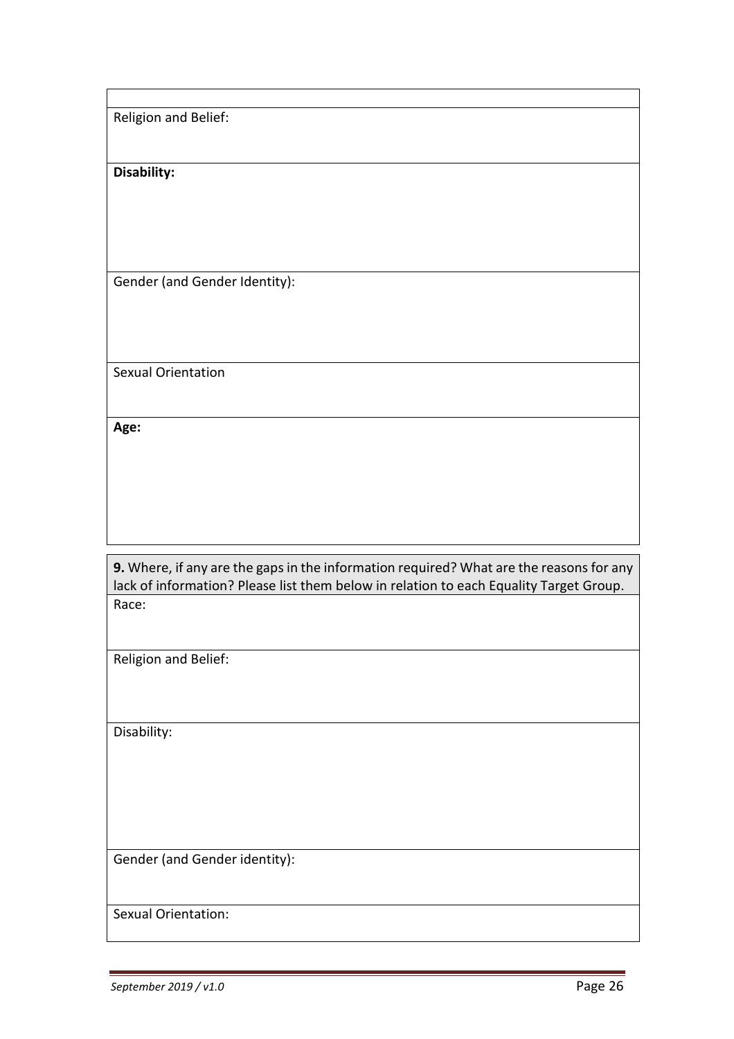| |
|---|
| Religion and Belief: |
| **Disability:** |
| Gender (and Gender Identity): |
| Sexual Orientation |
| **Age:** |

| **9.** Where, if any are the gaps in the information required? What are the reasons for any lack of information? Please list them below in relation to each Equality Target Group. |
|---|
| Race: |
| Religion and Belief: |
| Disability: |
| Gender (and Gender identity): |
| Sexual Orientation: |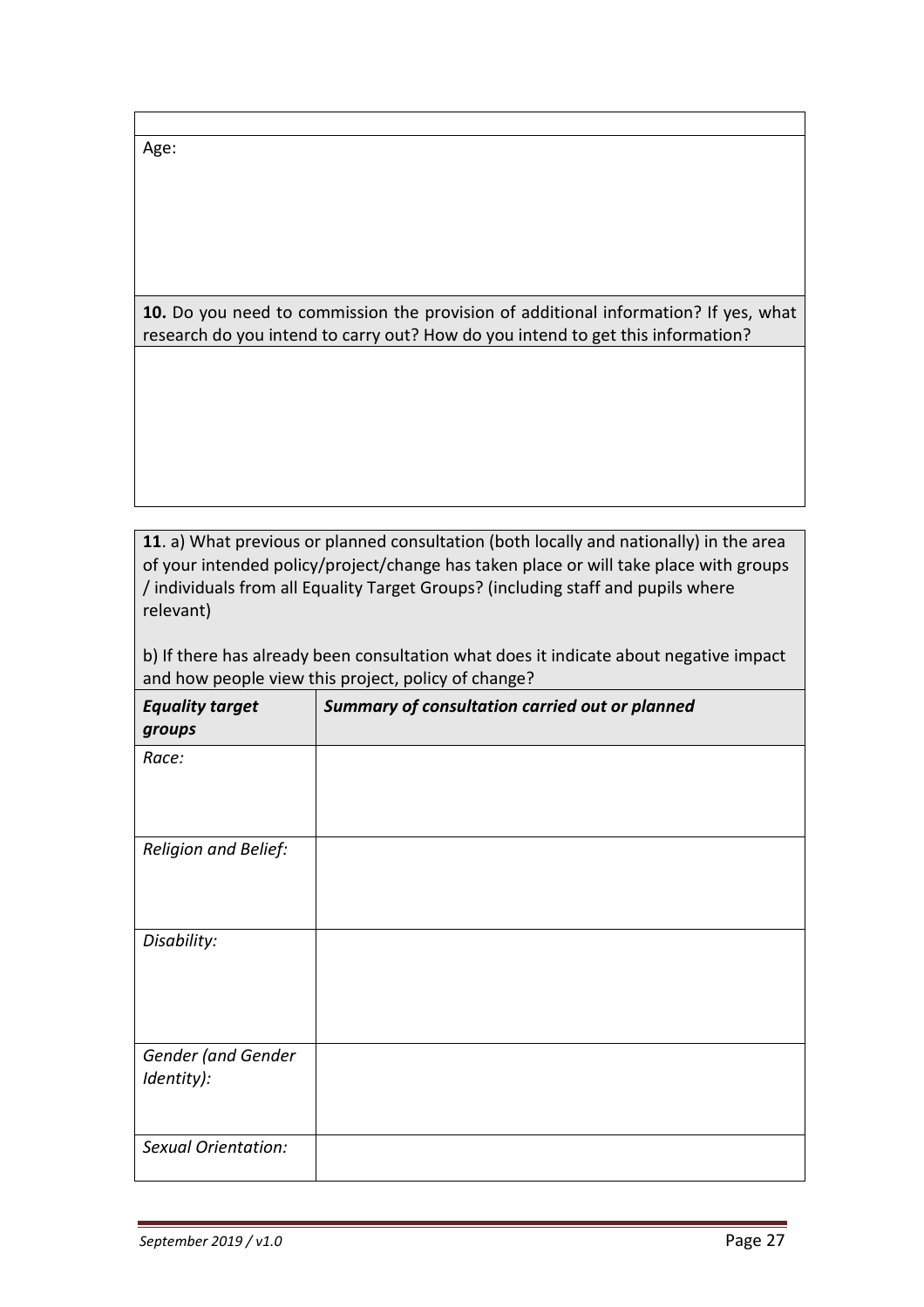| |
|---|
| Age: |

| **10.** Do you need to commission the provision of additional information? If yes, what research do you intend to carry out? How do you intend to get this information? |
|---|
| |

**11**. a) What previous or planned consultation (both locally and nationally) in the area of your intended policy/project/change has taken place or will take place with groups / individuals from all Equality Target Groups? (including staff and pupils where relevant)

b) If there has already been consultation what does it indicate about negative impact and how people view this project, policy of change?

| ***Equality target groups*** | ***Summary of consultation carried out or planned*** |
|---|---|
| *Race:* | |
| *Religion and Belief:* | |
| *Disability:* | |
| *Gender (and Gender Identity):* | |
| *Sexual Orientation:* | |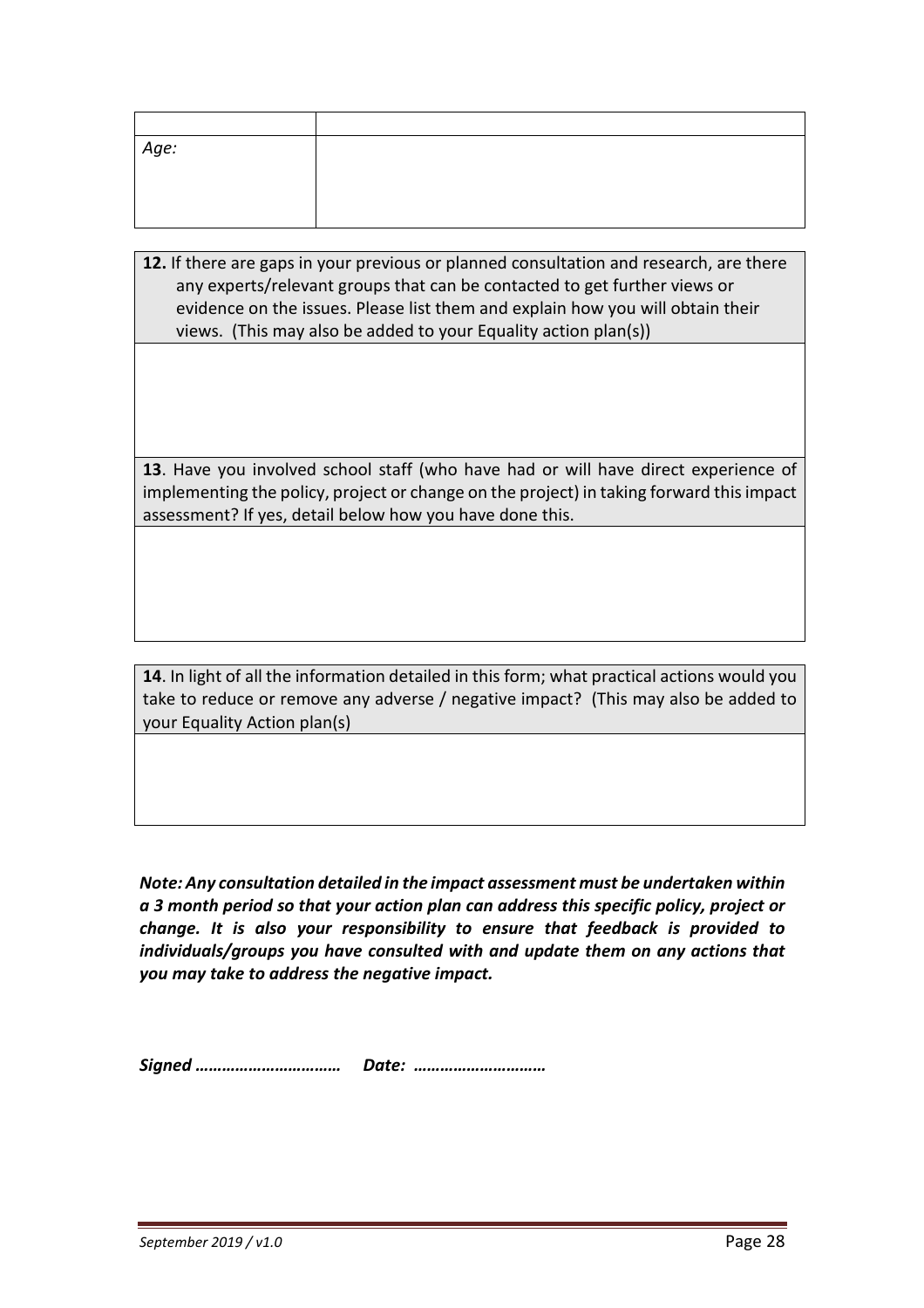| | |
|---|---|
| *Age:* | |

| **12.** If there are gaps in your previous or planned consultation and research, are there any experts/relevant groups that can be contacted to get further views or evidence on the issues. Please list them and explain how you will obtain their views. (This may also be added to your Equality action plan(s)) |
|---|
| |
| **13**. Have you involved school staff (who have had or will have direct experience of implementing the policy, project or change on the project) in taking forward this impact assessment? If yes, detail below how you have done this. |
| |

| **14**. In light of all the information detailed in this form; what practical actions would you take to reduce or remove any adverse / negative impact? (This may also be added to your Equality Action plan(s) |
|---|
| |

***Note: Any consultation detailed in the impact assessment must be undertaken within a 3 month period so that your action plan can address this specific policy, project or change. It is also your responsibility to ensure that feedback is provided to individuals/groups you have consulted with and update them on any actions that you may take to address the negative impact.***

***Signed …………………………… Date: ………………………….***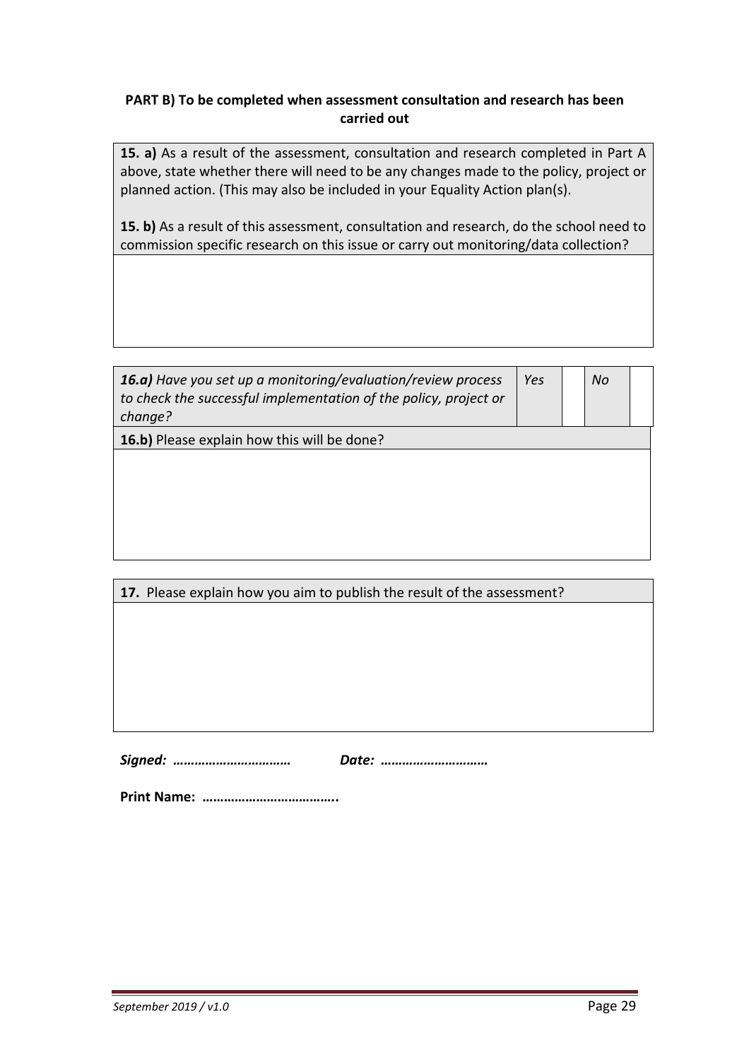**PART B) To be completed when assessment consultation and research has been carried out**

| **15. a)** As a result of the assessment, consultation and research completed in Part A above, state whether there will need to be any changes made to the policy, project or planned action. (This may also be included in your Equality Action plan(s).<br><br>**15. b)** As a result of this assessment, consultation and research, do the school need to commission specific research on this issue or carry out monitoring/data collection? |
|---|
| |

| ***16.a)*** *Have you set up a monitoring/evaluation/review process to check the successful implementation of the policy, project or change?* | *Yes* | | *No* | |
|---|---|---|---|---|
| **16.b)** Please explain how this will be done? | | | | |
| | | | | |

| **17.** Please explain how you aim to publish the result of the assessment? |
|---|
| |

***Signed: ……………………………  Date: …………………………***

**Print Name: ………………………………..**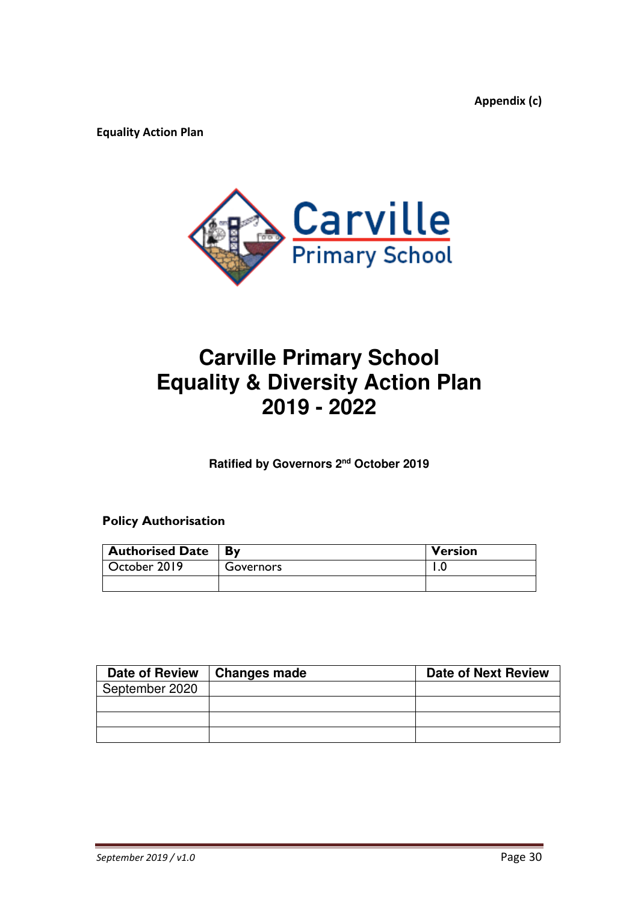**Appendix (c)**

**Equality Action Plan**

# Carville Primary School
# Equality & Diversity Action Plan
# 2019 - 2022

**Ratified by Governors 2nd October 2019**

**Policy Authorisation**

| Authorised Date | By | Version |
|---|---|---|
| October 2019 | Governors | 1.0 |
| | | |

| Date of Review | Changes made | Date of Next Review |
|---|---|---|
| September 2020 | | |
| | | |
| | | |
| | | |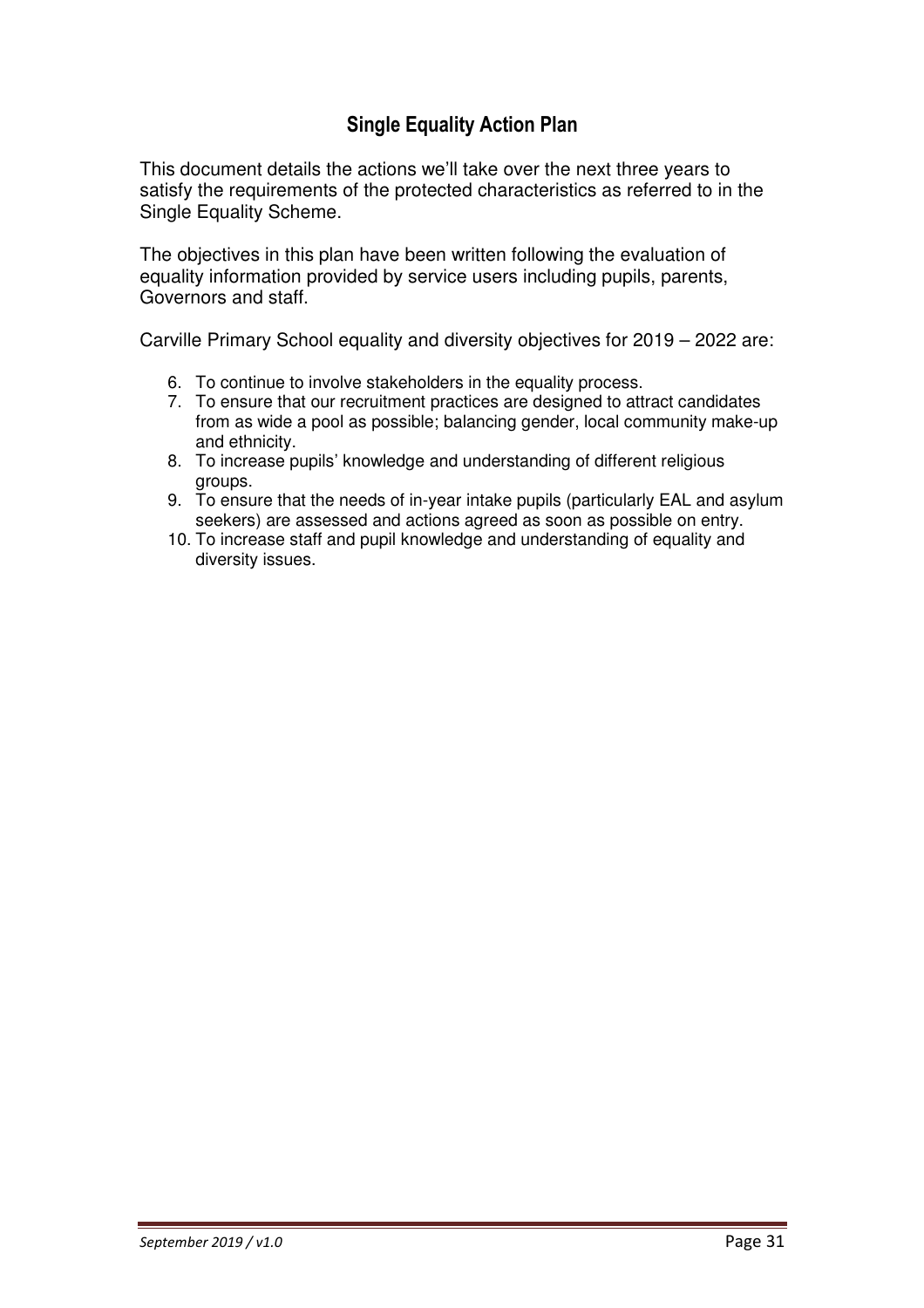## Single Equality Action Plan

This document details the actions we'll take over the next three years to satisfy the requirements of the protected characteristics as referred to in the Single Equality Scheme.

The objectives in this plan have been written following the evaluation of equality information provided by service users including pupils, parents, Governors and staff.

Carville Primary School equality and diversity objectives for 2019 – 2022 are:

6. To continue to involve stakeholders in the equality process.
7. To ensure that our recruitment practices are designed to attract candidates from as wide a pool as possible; balancing gender, local community make-up and ethnicity.
8. To increase pupils' knowledge and understanding of different religious groups.
9. To ensure that the needs of in-year intake pupils (particularly EAL and asylum seekers) are assessed and actions agreed as soon as possible on entry.
10. To increase staff and pupil knowledge and understanding of equality and diversity issues.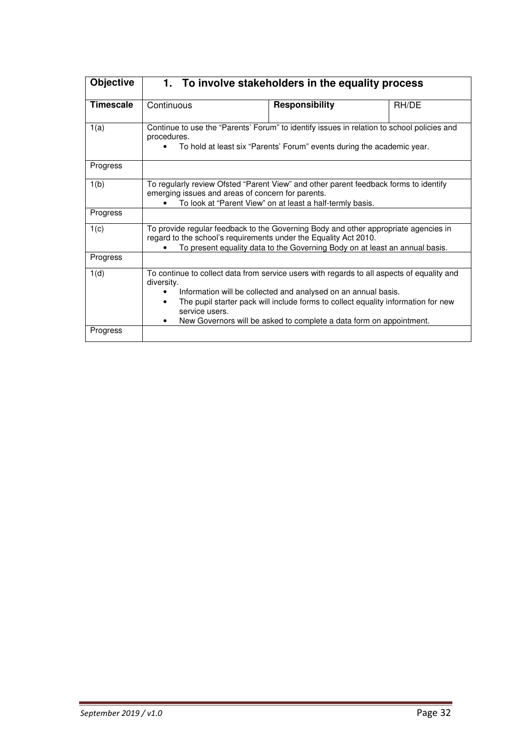| Objective | 1. To involve stakeholders in the equality process | | |
|---|---|---|---|
| Timescale | Continuous | Responsibility | RH/DE |
| 1(a) | Continue to use the "Parents' Forum" to identify issues in relation to school policies and procedures.<br>• To hold at least six "Parents' Forum" events during the academic year. | | |
| Progress | | | |
| 1(b) | To regularly review Ofsted "Parent View" and other parent feedback forms to identify emerging issues and areas of concern for parents.<br>• To look at "Parent View" on at least a half-termly basis. | | |
| Progress | | | |
| 1(c) | To provide regular feedback to the Governing Body and other appropriate agencies in regard to the school's requirements under the Equality Act 2010.<br>• To present equality data to the Governing Body on at least an annual basis. | | |
| Progress | | | |
| 1(d) | To continue to collect data from service users with regards to all aspects of equality and diversity.<br>• Information will be collected and analysed on an annual basis.<br>• The pupil starter pack will include forms to collect equality information for new service users.<br>• New Governors will be asked to complete a data form on appointment. | | |
| Progress | | | |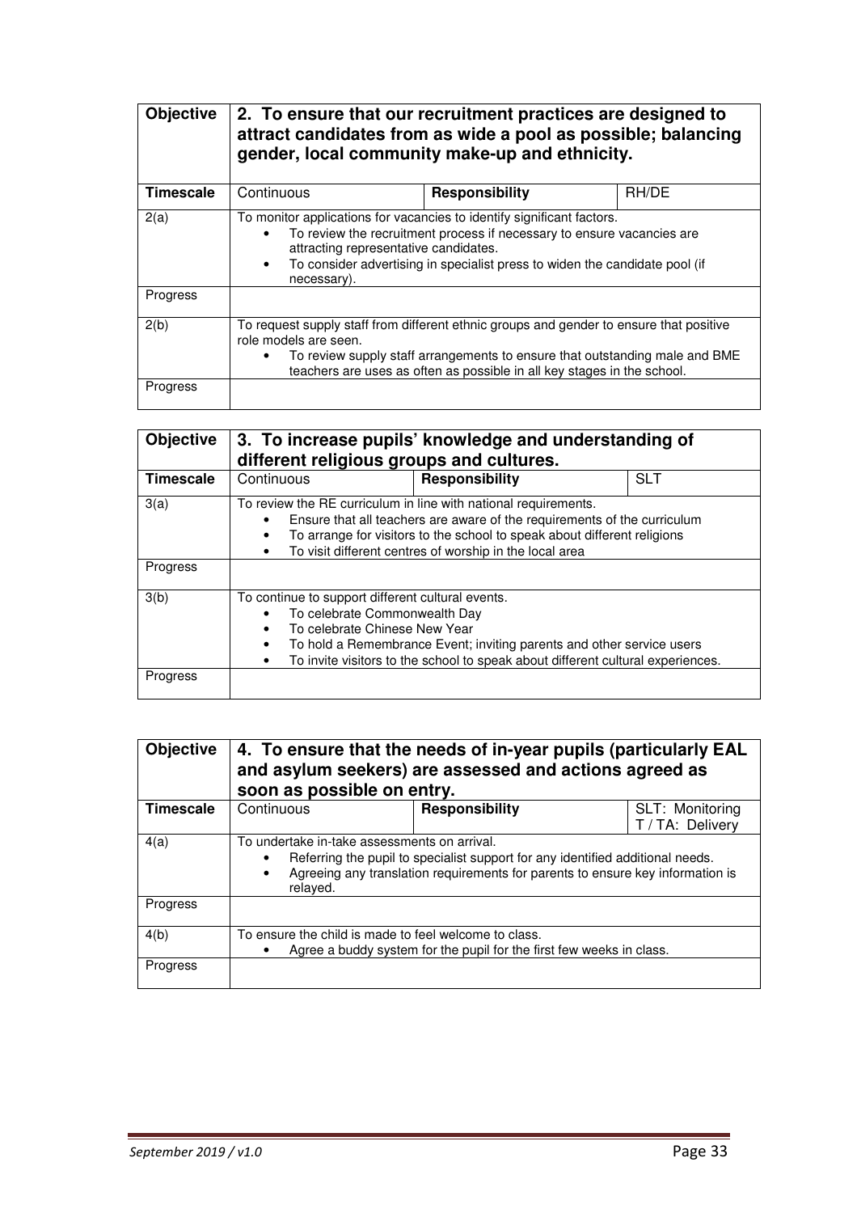| **Objective** | **2. To ensure that our recruitment practices are designed to attract candidates from as wide a pool as possible; balancing gender, local community make-up and ethnicity.** | | |
|---|---|---|---|
| **Timescale** | Continuous | **Responsibility** | RH/DE |
| 2(a) | To monitor applications for vacancies to identify significant factors.<br>• To review the recruitment process if necessary to ensure vacancies are attracting representative candidates.<br>• To consider advertising in specialist press to widen the candidate pool (if necessary). | | |
| Progress | | | |
| 2(b) | To request supply staff from different ethnic groups and gender to ensure that positive role models are seen.<br>• To review supply staff arrangements to ensure that outstanding male and BME teachers are uses as often as possible in all key stages in the school. | | |
| Progress | | | |

| **Objective** | **3. To increase pupils' knowledge and understanding of different religious groups and cultures.** | | |
|---|---|---|---|
| **Timescale** | Continuous | **Responsibility** | SLT |
| 3(a) | To review the RE curriculum in line with national requirements.<br>• Ensure that all teachers are aware of the requirements of the curriculum<br>• To arrange for visitors to the school to speak about different religions<br>• To visit different centres of worship in the local area | | |
| Progress | | | |
| 3(b) | To continue to support different cultural events.<br>• To celebrate Commonwealth Day<br>• To celebrate Chinese New Year<br>• To hold a Remembrance Event; inviting parents and other service users<br>• To invite visitors to the school to speak about different cultural experiences. | | |
| Progress | | | |

| **Objective** | **4. To ensure that the needs of in-year pupils (particularly EAL and asylum seekers) are assessed and actions agreed as soon as possible on entry.** | | |
|---|---|---|---|
| **Timescale** | Continuous | **Responsibility** | SLT: Monitoring<br>T / TA: Delivery |
| 4(a) | To undertake in-take assessments on arrival.<br>• Referring the pupil to specialist support for any identified additional needs.<br>• Agreeing any translation requirements for parents to ensure key information is relayed. | | |
| Progress | | | |
| 4(b) | To ensure the child is made to feel welcome to class.<br>• Agree a buddy system for the pupil for the first few weeks in class. | | |
| Progress | | | |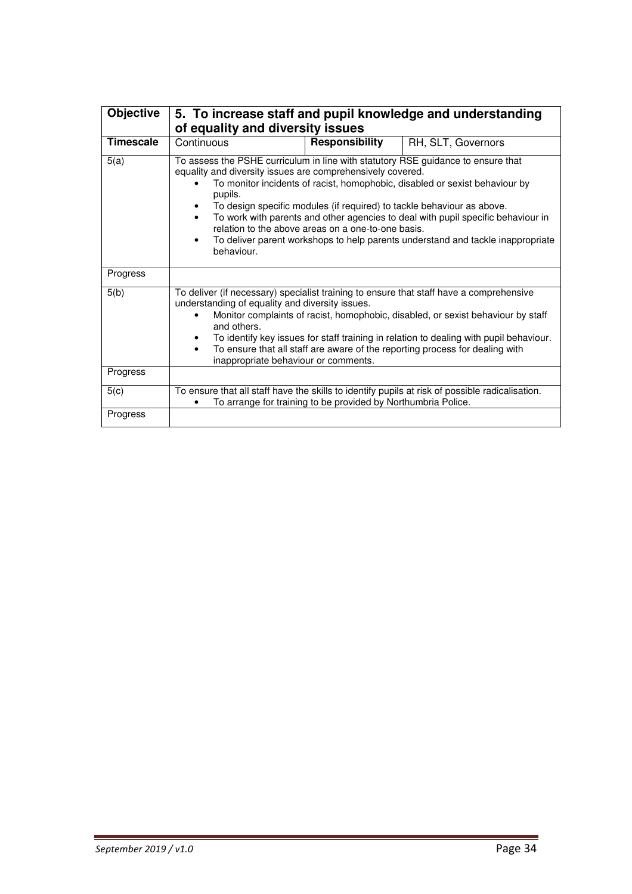| **Objective** | **5. To increase staff and pupil knowledge and understanding of equality and diversity issues** | | |
|---|---|---|---|
| **Timescale** | Continuous | **Responsibility** | RH, SLT, Governors |
| 5(a) | To assess the PSHE curriculum in line with statutory RSE guidance to ensure that equality and diversity issues are comprehensively covered.<br>• To monitor incidents of racist, homophobic, disabled or sexist behaviour by pupils.<br>• To design specific modules (if required) to tackle behaviour as above.<br>• To work with parents and other agencies to deal with pupil specific behaviour in relation to the above areas on a one-to-one basis.<br>• To deliver parent workshops to help parents understand and tackle inappropriate behaviour. | | |
| Progress | | | |
| 5(b) | To deliver (if necessary) specialist training to ensure that staff have a comprehensive understanding of equality and diversity issues.<br>• Monitor complaints of racist, homophobic, disabled, or sexist behaviour by staff and others.<br>• To identify key issues for staff training in relation to dealing with pupil behaviour.<br>• To ensure that all staff are aware of the reporting process for dealing with inappropriate behaviour or comments. | | |
| Progress | | | |
| 5(c) | To ensure that all staff have the skills to identify pupils at risk of possible radicalisation.<br>• To arrange for training to be provided by Northumbria Police. | | |
| Progress | | | |